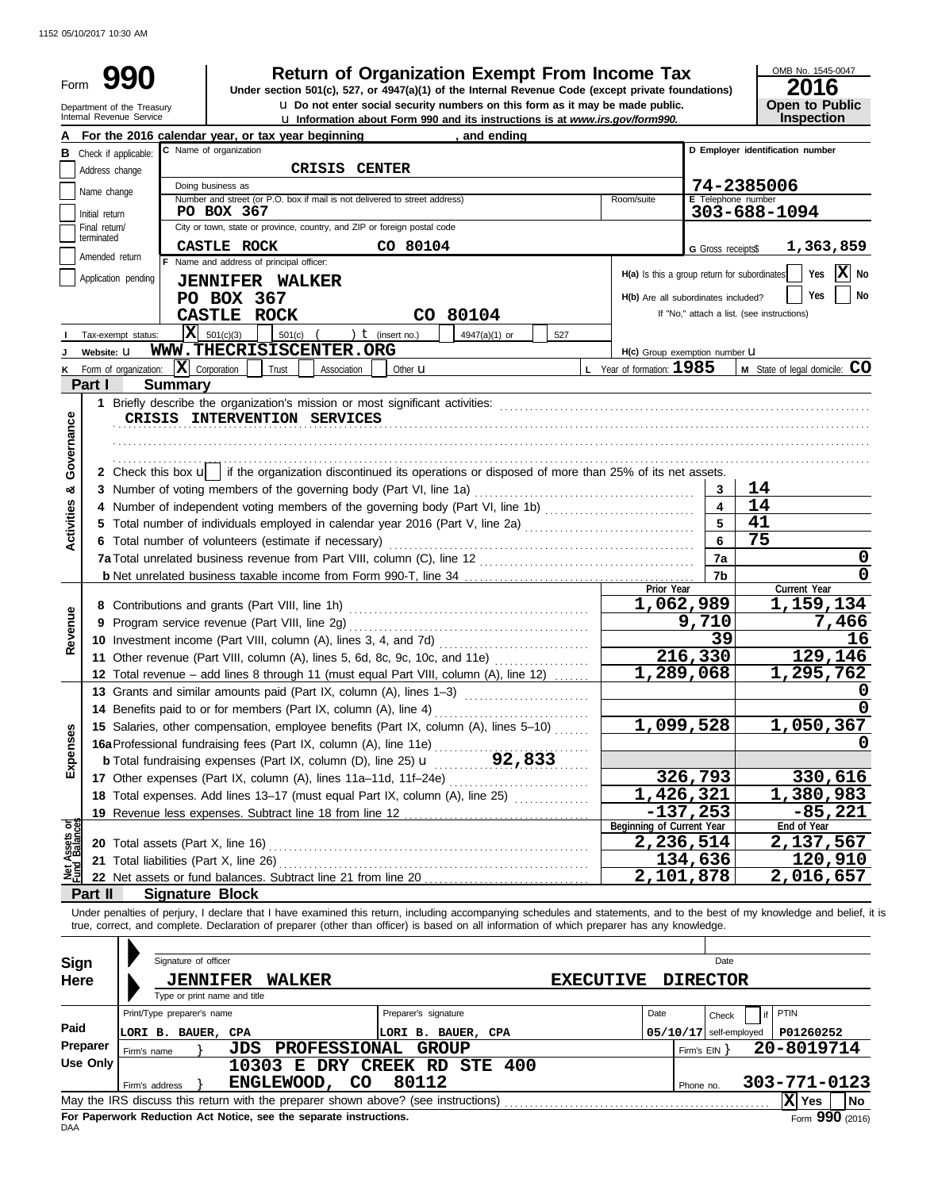1152 05/10/2017 10:30 AM

# Form 990 — Return of Organization Exempt From Income Tax

Under section 501(c), 527, or 4947(a)(1) of the Internal Revenue Code (except private foundations)

u Do not enter social security numbers on this form as it may be made public.

u Information about Form 990 and its instructions is at *www.irs.gov/form990.*

Department of the Treasury
Internal Revenue Service

OMB No. 1545-0047
**2016**
**Open to Public Inspection**

**A** For the 2016 calendar year, or tax year beginning , and ending

**B** Check if applicable: Address change / Name change / Initial return / Final return/terminated / Amended return / Application pending

**C** Name of organization: **CRISIS CENTER**

Doing business as

Number and street (or P.O. box if mail is not delivered to street address): **PO BOX 367** Room/suite

City or town, state or province, country, and ZIP or foreign postal code: **CASTLE ROCK CO 80104**

**D** Employer identification number: **74-2385006**

**E** Telephone number: **303-688-1094**

**G** Gross receipts$ **1,363,859**

**F** Name and address of principal officer:
**JENNIFER WALKER**
**PO BOX 367**
**CASTLE ROCK CO 80104**

H(a) Is this a group return for subordinates? Yes [ ] No [X]

H(b) Are all subordinates included? Yes [ ] No [ ]
If "No," attach a list. (see instructions)

**I** Tax-exempt status: [X] 501(c)(3) [ ] 501(c) ( ) t (insert no.) [ ] 4947(a)(1) or [ ] 527

**J** Website: u **WWW.THECRISISCENTER.ORG**

H(c) Group exemption number u

**K** Form of organization: [X] Corporation [ ] Trust [ ] Association [ ] Other u

**L** Year of formation: **1985**

**M** State of legal domicile: **CO**

## Part I Summary

**Activities & Governance**

1 Briefly describe the organization's mission or most significant activities:
CRISIS INTERVENTION SERVICES

2 Check this box u [ ] if the organization discontinued its operations or disposed of more than 25% of its net assets.

| | | | |
|---|---|---|---|
| 3 | Number of voting members of the governing body (Part VI, line 1a) | 3 | 14 |
| 4 | Number of independent voting members of the governing body (Part VI, line 1b) | 4 | 14 |
| 5 | Total number of individuals employed in calendar year 2016 (Part V, line 2a) | 5 | 41 |
| 6 | Total number of volunteers (estimate if necessary) | 6 | 75 |
| 7a | Total unrelated business revenue from Part VIII, column (C), line 12 | 7a | 0 |
| b | Net unrelated business taxable income from Form 990-T, line 34 | 7b | 0 |

| | | Prior Year | Current Year |
|---|---|---|---|
| **Revenue** | | | |
| 8 | Contributions and grants (Part VIII, line 1h) | 1,062,989 | 1,159,134 |
| 9 | Program service revenue (Part VIII, line 2g) | 9,710 | 7,466 |
| 10 | Investment income (Part VIII, column (A), lines 3, 4, and 7d) | 39 | 16 |
| 11 | Other revenue (Part VIII, column (A), lines 5, 6d, 8c, 9c, 10c, and 11e) | 216,330 | 129,146 |
| 12 | Total revenue – add lines 8 through 11 (must equal Part VIII, column (A), line 12) | 1,289,068 | 1,295,762 |
| **Expenses** | | | |
| 13 | Grants and similar amounts paid (Part IX, column (A), lines 1–3) | | 0 |
| 14 | Benefits paid to or for members (Part IX, column (A), line 4) | | 0 |
| 15 | Salaries, other compensation, employee benefits (Part IX, column (A), lines 5–10) | 1,099,528 | 1,050,367 |
| 16a | Professional fundraising fees (Part IX, column (A), line 11e) | | 0 |
| b | Total fundraising expenses (Part IX, column (D), line 25) u 92,833 | | |
| 17 | Other expenses (Part IX, column (A), lines 11a–11d, 11f–24e) | 326,793 | 330,616 |
| 18 | Total expenses. Add lines 13–17 (must equal Part IX, column (A), line 25) | 1,426,321 | 1,380,983 |
| 19 | Revenue less expenses. Subtract line 18 from line 12 | -137,253 | -85,221 |
| **Net Assets or Fund Balances** | | **Beginning of Current Year** | **End of Year** |
| 20 | Total assets (Part X, line 16) | 2,236,514 | 2,137,567 |
| 21 | Total liabilities (Part X, line 26) | 134,636 | 120,910 |
| 22 | Net assets or fund balances. Subtract line 21 from line 20 | 2,101,878 | 2,016,657 |

## Part II Signature Block

Under penalties of perjury, I declare that I have examined this return, including accompanying schedules and statements, and to the best of my knowledge and belief, it is true, correct, and complete. Declaration of preparer (other than officer) is based on all information of which preparer has any knowledge.

**Sign Here**

Signature of officer — Date

JENNIFER WALKER EXECUTIVE DIRECTOR
Type or print name and title

**Paid Preparer Use Only**

| Print/Type preparer's name | Preparer's signature | Date | Check [ ] if self-employed | PTIN |
|---|---|---|---|---|
| LORI B. BAUER, CPA | LORI B. BAUER, CPA | 05/10/17 | | P01260252 |

Firm's name } JDS PROFESSIONAL GROUP — Firm's EIN } 20-8019714

Firm's address } 10303 E DRY CREEK RD STE 400, ENGLEWOOD, CO 80112 — Phone no. 303-771-0123

May the IRS discuss this return with the preparer shown above? (see instructions) [X] Yes [ ] No

**For Paperwork Reduction Act Notice, see the separate instructions.**

DAA Form **990** (2016)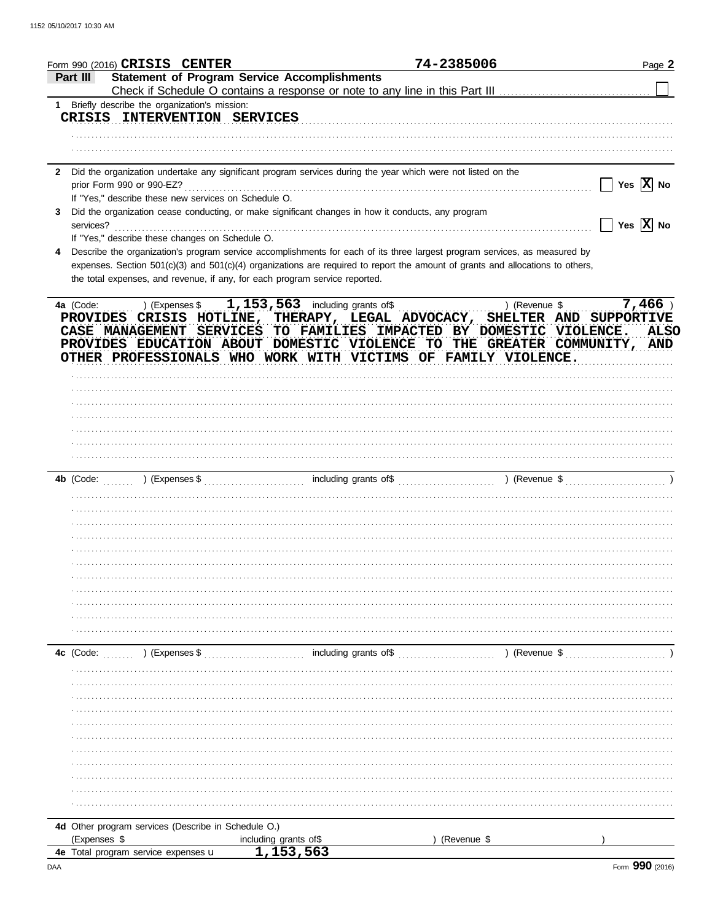Form 990 (2016) **CRISIS CENTER** 74-2385006 Page **2**

## Part III Statement of Program Service Accomplishments

Check if Schedule O contains a response or note to any line in this Part III ☐

**1** Briefly describe the organization's mission:

CRISIS INTERVENTION SERVICES

**2** Did the organization undertake any significant program services during the year which were not listed on the prior Form 990 or 990-EZ? ☐ Yes ☒ No

If "Yes," describe these new services on Schedule O.

**3** Did the organization cease conducting, or make significant changes in how it conducts, any program services? ☐ Yes ☒ No

If "Yes," describe these changes on Schedule O.

**4** Describe the organization's program service accomplishments for each of its three largest program services, as measured by expenses. Section 501(c)(3) and 501(c)(4) organizations are required to report the amount of grants and allocations to others, the total expenses, and revenue, if any, for each program service reported.

**4a** (Code: ) (Expenses $ 1,153,563 including grants of$ ) (Revenue $ 7,466 )

PROVIDES CRISIS HOTLINE, THERAPY, LEGAL ADVOCACY, SHELTER AND SUPPORTIVE CASE MANAGEMENT SERVICES TO FAMILIES IMPACTED BY DOMESTIC VIOLENCE. ALSO PROVIDES EDUCATION ABOUT DOMESTIC VIOLENCE TO THE GREATER COMMUNITY, AND OTHER PROFESSIONALS WHO WORK WITH VICTIMS OF FAMILY VIOLENCE.

**4b** (Code: ) (Expenses $ including grants of$ ) (Revenue $ )

**4c** (Code: ) (Expenses $ including grants of$ ) (Revenue $ )

**4d** Other program services (Describe in Schedule O.)

(Expenses $ including grants of$ ) (Revenue $ )

**4e** Total program service expenses ▸ 1,153,563

Form **990** (2016)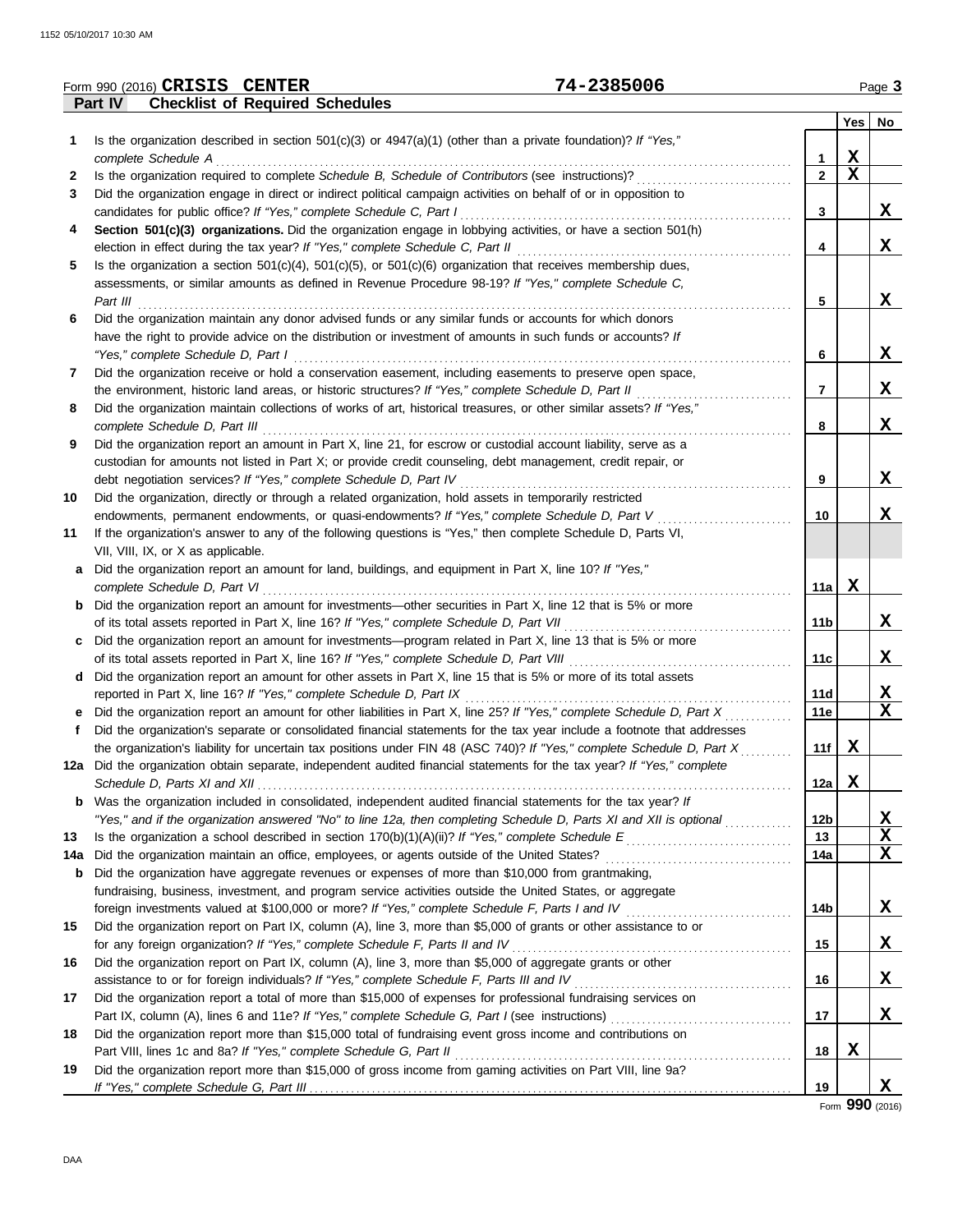Form 990 (2016) **CRISIS CENTER** 74-2385006

## Part IV Checklist of Required Schedules

| | | | Yes | No |
|---|---|---|---|---|
| 1 | Is the organization described in section 501(c)(3) or 4947(a)(1) (other than a private foundation)? *If "Yes," complete Schedule A* | 1 | X | |
| 2 | Is the organization required to complete *Schedule B, Schedule of Contributors* (see instructions)? | 2 | X | |
| 3 | Did the organization engage in direct or indirect political campaign activities on behalf of or in opposition to candidates for public office? *If "Yes," complete Schedule C, Part I* | 3 | | X |
| 4 | **Section 501(c)(3) organizations.** Did the organization engage in lobbying activities, or have a section 501(h) election in effect during the tax year? *If "Yes," complete Schedule C, Part II* | 4 | | X |
| 5 | Is the organization a section 501(c)(4), 501(c)(5), or 501(c)(6) organization that receives membership dues, assessments, or similar amounts as defined in Revenue Procedure 98-19? *If "Yes," complete Schedule C, Part III* | 5 | | X |
| 6 | Did the organization maintain any donor advised funds or any similar funds or accounts for which donors have the right to provide advice on the distribution or investment of amounts in such funds or accounts? *If "Yes," complete Schedule D, Part I* | 6 | | X |
| 7 | Did the organization receive or hold a conservation easement, including easements to preserve open space, the environment, historic land areas, or historic structures? *If "Yes," complete Schedule D, Part II* | 7 | | X |
| 8 | Did the organization maintain collections of works of art, historical treasures, or other similar assets? *If "Yes," complete Schedule D, Part III* | 8 | | X |
| 9 | Did the organization report an amount in Part X, line 21, for escrow or custodial account liability, serve as a custodian for amounts not listed in Part X; or provide credit counseling, debt management, credit repair, or debt negotiation services? *If "Yes," complete Schedule D, Part IV* | 9 | | X |
| 10 | Did the organization, directly or through a related organization, hold assets in temporarily restricted endowments, permanent endowments, or quasi-endowments? *If "Yes," complete Schedule D, Part V* | 10 | | X |
| 11 | If the organization's answer to any of the following questions is "Yes," then complete Schedule D, Parts VI, VII, VIII, IX, or X as applicable. | | | |
| a | Did the organization report an amount for land, buildings, and equipment in Part X, line 10? *If "Yes," complete Schedule D, Part VI* | 11a | X | |
| b | Did the organization report an amount for investments—other securities in Part X, line 12 that is 5% or more of its total assets reported in Part X, line 16? *If "Yes," complete Schedule D, Part VII* | 11b | | X |
| c | Did the organization report an amount for investments—program related in Part X, line 13 that is 5% or more of its total assets reported in Part X, line 16? *If "Yes," complete Schedule D, Part VIII* | 11c | | X |
| d | Did the organization report an amount for other assets in Part X, line 15 that is 5% or more of its total assets reported in Part X, line 16? *If "Yes," complete Schedule D, Part IX* | 11d | | X |
| e | Did the organization report an amount for other liabilities in Part X, line 25? *If "Yes," complete Schedule D, Part X* | 11e | | X |
| f | Did the organization's separate or consolidated financial statements for the tax year include a footnote that addresses the organization's liability for uncertain tax positions under FIN 48 (ASC 740)? *If "Yes," complete Schedule D, Part X* | 11f | X | |
| 12a | Did the organization obtain separate, independent audited financial statements for the tax year? *If "Yes," complete Schedule D, Parts XI and XII* | 12a | X | |
| b | Was the organization included in consolidated, independent audited financial statements for the tax year? *If "Yes," and if the organization answered "No" to line 12a, then completing Schedule D, Parts XI and XII is optional* | 12b | | X |
| 13 | Is the organization a school described in section 170(b)(1)(A)(ii)? *If "Yes," complete Schedule E* | 13 | | X |
| 14a | Did the organization maintain an office, employees, or agents outside of the United States? | 14a | | X |
| b | Did the organization have aggregate revenues or expenses of more than $10,000 from grantmaking, fundraising, business, investment, and program service activities outside the United States, or aggregate foreign investments valued at $100,000 or more? *If "Yes," complete Schedule F, Parts I and IV* | 14b | | X |
| 15 | Did the organization report on Part IX, column (A), line 3, more than $5,000 of grants or other assistance to or for any foreign organization? *If "Yes," complete Schedule F, Parts II and IV* | 15 | | X |
| 16 | Did the organization report on Part IX, column (A), line 3, more than $5,000 of aggregate grants or other assistance to or for foreign individuals? *If "Yes," complete Schedule F, Parts III and IV* | 16 | | X |
| 17 | Did the organization report a total of more than $15,000 of expenses for professional fundraising services on Part IX, column (A), lines 6 and 11e? *If "Yes," complete Schedule G, Part I* (see instructions) | 17 | | X |
| 18 | Did the organization report more than $15,000 total of fundraising event gross income and contributions on Part VIII, lines 1c and 8a? *If "Yes," complete Schedule G, Part II* | 18 | X | |
| 19 | Did the organization report more than $15,000 of gross income from gaming activities on Part VIII, line 9a? *If "Yes," complete Schedule G, Part III* | 19 | | X |

Form **990** (2016)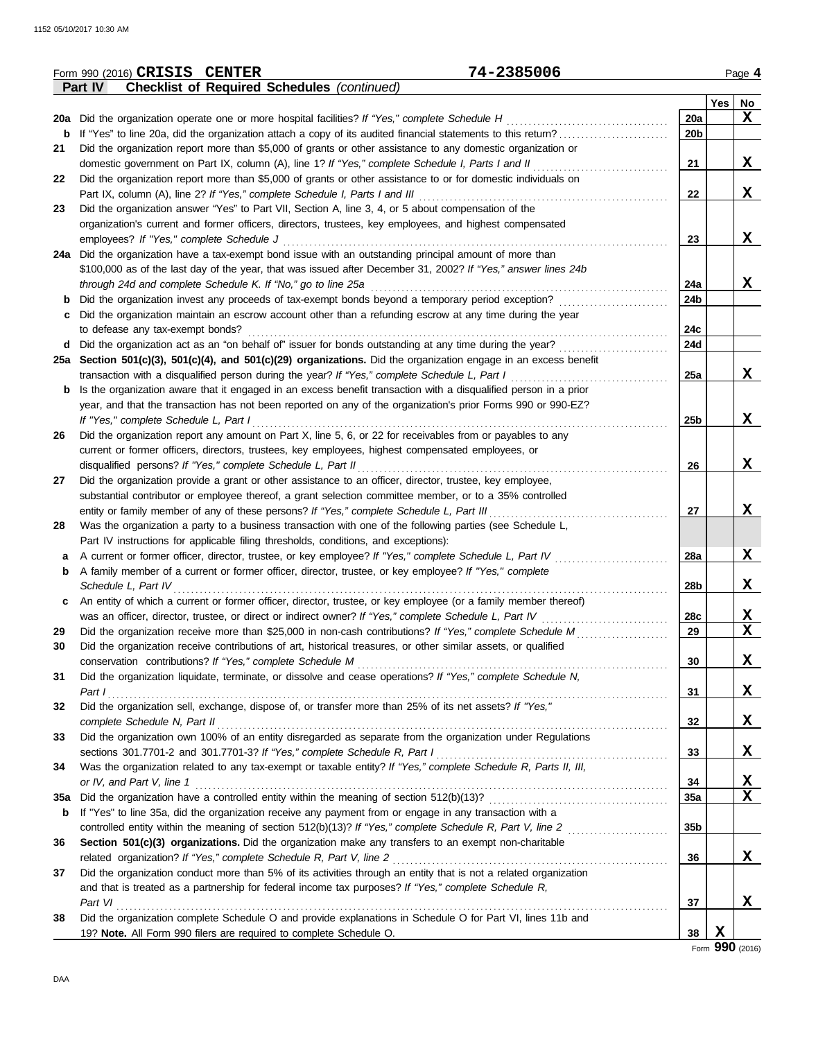Form 990 (2016) **CRISIS CENTER** **74-2385006** Page **4**

**Part IV** **Checklist of Required Schedules** *(continued)*

| | | | Yes | No |
|---|---|---|---|---|
| 20a | Did the organization operate one or more hospital facilities? *If "Yes," complete Schedule H* | 20a | | X |
| b | If "Yes" to line 20a, did the organization attach a copy of its audited financial statements to this return? | 20b | | |
| 21 | Did the organization report more than $5,000 of grants or other assistance to any domestic organization or domestic government on Part IX, column (A), line 1? *If "Yes," complete Schedule I, Parts I and II* | 21 | | X |
| 22 | Did the organization report more than $5,000 of grants or other assistance to or for domestic individuals on Part IX, column (A), line 2? *If "Yes," complete Schedule I, Parts I and III* | 22 | | X |
| 23 | Did the organization answer "Yes" to Part VII, Section A, line 3, 4, or 5 about compensation of the organization's current and former officers, directors, trustees, key employees, and highest compensated employees? *If "Yes," complete Schedule J* | 23 | | X |
| 24a | Did the organization have a tax-exempt bond issue with an outstanding principal amount of more than $100,000 as of the last day of the year, that was issued after December 31, 2002? *If "Yes," answer lines 24b through 24d and complete Schedule K. If "No," go to line 25a* | 24a | | X |
| b | Did the organization invest any proceeds of tax-exempt bonds beyond a temporary period exception? | 24b | | |
| c | Did the organization maintain an escrow account other than a refunding escrow at any time during the year to defease any tax-exempt bonds? | 24c | | |
| d | Did the organization act as an "on behalf of" issuer for bonds outstanding at any time during the year? | 24d | | |
| 25a | **Section 501(c)(3), 501(c)(4), and 501(c)(29) organizations.** Did the organization engage in an excess benefit transaction with a disqualified person during the year? *If "Yes," complete Schedule L, Part I* | 25a | | X |
| b | Is the organization aware that it engaged in an excess benefit transaction with a disqualified person in a prior year, and that the transaction has not been reported on any of the organization's prior Forms 990 or 990-EZ? *If "Yes," complete Schedule L, Part I* | 25b | | X |
| 26 | Did the organization report any amount on Part X, line 5, 6, or 22 for receivables from or payables to any current or former officers, directors, trustees, key employees, highest compensated employees, or disqualified persons? *If "Yes," complete Schedule L, Part II* | 26 | | X |
| 27 | Did the organization provide a grant or other assistance to an officer, director, trustee, key employee, substantial contributor or employee thereof, a grant selection committee member, or to a 35% controlled entity or family member of any of these persons? *If "Yes," complete Schedule L, Part III* | 27 | | X |
| 28 | Was the organization a party to a business transaction with one of the following parties (see Schedule L, Part IV instructions for applicable filing thresholds, conditions, and exceptions): | | | |
| a | A current or former officer, director, trustee, or key employee? *If "Yes," complete Schedule L, Part IV* | 28a | | X |
| b | A family member of a current or former officer, director, trustee, or key employee? *If "Yes," complete Schedule L, Part IV* | 28b | | X |
| c | An entity of which a current or former officer, director, trustee, or key employee (or a family member thereof) was an officer, director, trustee, or direct or indirect owner? *If "Yes," complete Schedule L, Part IV* | 28c | | X |
| 29 | Did the organization receive more than $25,000 in non-cash contributions? *If "Yes," complete Schedule M* | 29 | | X |
| 30 | Did the organization receive contributions of art, historical treasures, or other similar assets, or qualified conservation contributions? *If "Yes," complete Schedule M* | 30 | | X |
| 31 | Did the organization liquidate, terminate, or dissolve and cease operations? *If "Yes," complete Schedule N, Part I* | 31 | | X |
| 32 | Did the organization sell, exchange, dispose of, or transfer more than 25% of its net assets? *If "Yes," complete Schedule N, Part II* | 32 | | X |
| 33 | Did the organization own 100% of an entity disregarded as separate from the organization under Regulations sections 301.7701-2 and 301.7701-3? *If "Yes," complete Schedule R, Part I* | 33 | | X |
| 34 | Was the organization related to any tax-exempt or taxable entity? *If "Yes," complete Schedule R, Parts II, III, or IV, and Part V, line 1* | 34 | | X |
| 35a | Did the organization have a controlled entity within the meaning of section 512(b)(13)? | 35a | | X |
| b | If "Yes" to line 35a, did the organization receive any payment from or engage in any transaction with a controlled entity within the meaning of section 512(b)(13)? *If "Yes," complete Schedule R, Part V, line 2* | 35b | | |
| 36 | **Section 501(c)(3) organizations.** Did the organization make any transfers to an exempt non-charitable related organization? *If "Yes," complete Schedule R, Part V, line 2* | 36 | | X |
| 37 | Did the organization conduct more than 5% of its activities through an entity that is not a related organization and that is treated as a partnership for federal income tax purposes? *If "Yes," complete Schedule R, Part VI* | 37 | | X |
| 38 | Did the organization complete Schedule O and provide explanations in Schedule O for Part VI, lines 11b and 19? **Note.** All Form 990 filers are required to complete Schedule O. | 38 | X | |

Form **990** (2016)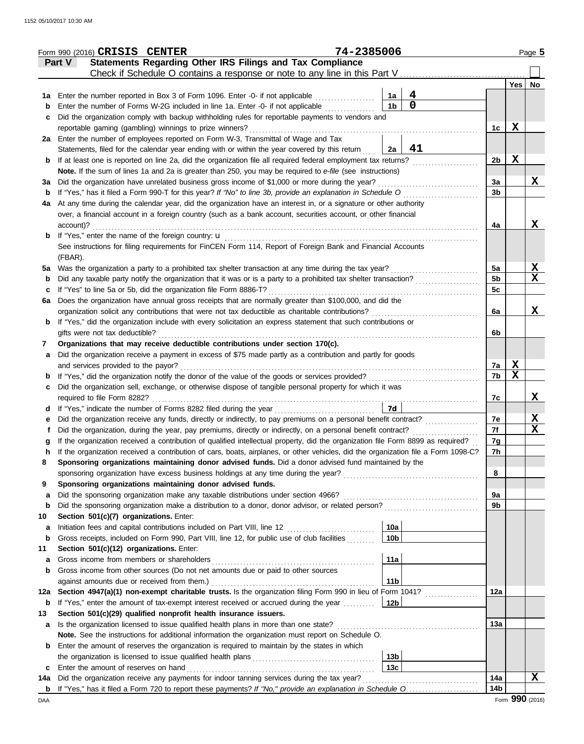Form 990 (2016) **CRISIS CENTER** 74-2385006

## Part V Statements Regarding Other IRS Filings and Tax Compliance

Check if Schedule O contains a response or note to any line in this Part V

| | | | | | Yes | No |
|---|---|---|---|---|---|---|
| **1a** | Enter the number reported in Box 3 of Form 1096. Enter -0- if not applicable | 1a | 4 | | | |
| **b** | Enter the number of Forms W-2G included in line 1a. Enter -0- if not applicable | 1b | 0 | | | |
| **c** | Did the organization comply with backup withholding rules for reportable payments to vendors and reportable gaming (gambling) winnings to prize winners? | | | 1c | X | |
| **2a** | Enter the number of employees reported on Form W-3, Transmittal of Wage and Tax Statements, filed for the calendar year ending with or within the year covered by this return | 2a | 41 | | | |
| **b** | If at least one is reported on line 2a, did the organization file all required federal employment tax returns? | | | 2b | X | |
| | **Note.** If the sum of lines 1a and 2a is greater than 250, you may be required to *e-file* (see instructions) | | | | | |
| **3a** | Did the organization have unrelated business gross income of $1,000 or more during the year? | | | 3a | | X |
| **b** | If "Yes," has it filed a Form 990-T for this year? *If "No" to line 3b, provide an explanation in Schedule O* | | | 3b | | |
| **4a** | At any time during the calendar year, did the organization have an interest in, or a signature or other authority over, a financial account in a foreign country (such as a bank account, securities account, or other financial account)? | | | 4a | | X |
| **b** | If "Yes," enter the name of the foreign country: u | | | | | |
| | See instructions for filing requirements for FinCEN Form 114, Report of Foreign Bank and Financial Accounts (FBAR). | | | | | |
| **5a** | Was the organization a party to a prohibited tax shelter transaction at any time during the tax year? | | | 5a | | X |
| **b** | Did any taxable party notify the organization that it was or is a party to a prohibited tax shelter transaction? | | | 5b | | X |
| **c** | If "Yes" to line 5a or 5b, did the organization file Form 8886-T? | | | 5c | | |
| **6a** | Does the organization have annual gross receipts that are normally greater than $100,000, and did the organization solicit any contributions that were not tax deductible as charitable contributions? | | | 6a | | X |
| **b** | If "Yes," did the organization include with every solicitation an express statement that such contributions or gifts were not tax deductible? | | | 6b | | |
| **7** | **Organizations that may receive deductible contributions under section 170(c).** | | | | | |
| **a** | Did the organization receive a payment in excess of $75 made partly as a contribution and partly for goods and services provided to the payor? | | | 7a | X | |
| **b** | If "Yes," did the organization notify the donor of the value of the goods or services provided? | | | 7b | X | |
| **c** | Did the organization sell, exchange, or otherwise dispose of tangible personal property for which it was required to file Form 8282? | | | 7c | | X |
| **d** | If "Yes," indicate the number of Forms 8282 filed during the year | 7d | | | | |
| **e** | Did the organization receive any funds, directly or indirectly, to pay premiums on a personal benefit contract? | | | 7e | | X |
| **f** | Did the organization, during the year, pay premiums, directly or indirectly, on a personal benefit contract? | | | 7f | | X |
| **g** | If the organization received a contribution of qualified intellectual property, did the organization file Form 8899 as required? | | | 7g | | |
| **h** | If the organization received a contribution of cars, boats, airplanes, or other vehicles, did the organization file a Form 1098-C? | | | 7h | | |
| **8** | **Sponsoring organizations maintaining donor advised funds.** Did a donor advised fund maintained by the sponsoring organization have excess business holdings at any time during the year? | | | 8 | | |
| **9** | **Sponsoring organizations maintaining donor advised funds.** | | | | | |
| **a** | Did the sponsoring organization make any taxable distributions under section 4966? | | | 9a | | |
| **b** | Did the sponsoring organization make a distribution to a donor, donor advisor, or related person? | | | 9b | | |
| **10** | **Section 501(c)(7) organizations.** Enter: | | | | | |
| **a** | Initiation fees and capital contributions included on Part VIII, line 12 | 10a | | | | |
| **b** | Gross receipts, included on Form 990, Part VIII, line 12, for public use of club facilities | 10b | | | | |
| **11** | **Section 501(c)(12) organizations.** Enter: | | | | | |
| **a** | Gross income from members or shareholders | 11a | | | | |
| **b** | Gross income from other sources (Do not net amounts due or paid to other sources against amounts due or received from them.) | 11b | | | | |
| **12a** | **Section 4947(a)(1) non-exempt charitable trusts.** Is the organization filing Form 990 in lieu of Form 1041? | | | 12a | | |
| **b** | If "Yes," enter the amount of tax-exempt interest received or accrued during the year | 12b | | | | |
| **13** | **Section 501(c)(29) qualified nonprofit health insurance issuers.** | | | | | |
| **a** | Is the organization licensed to issue qualified health plans in more than one state? | | | 13a | | |
| | **Note.** See the instructions for additional information the organization must report on Schedule O. | | | | | |
| **b** | Enter the amount of reserves the organization is required to maintain by the states in which the organization is licensed to issue qualified health plans | 13b | | | | |
| **c** | Enter the amount of reserves on hand | 13c | | | | |
| **14a** | Did the organization receive any payments for indoor tanning services during the tax year? | | | 14a | | X |
| **b** | If "Yes," has it filed a Form 720 to report these payments? *If "No," provide an explanation in Schedule O* | | | 14b | | |

Form **990** (2016)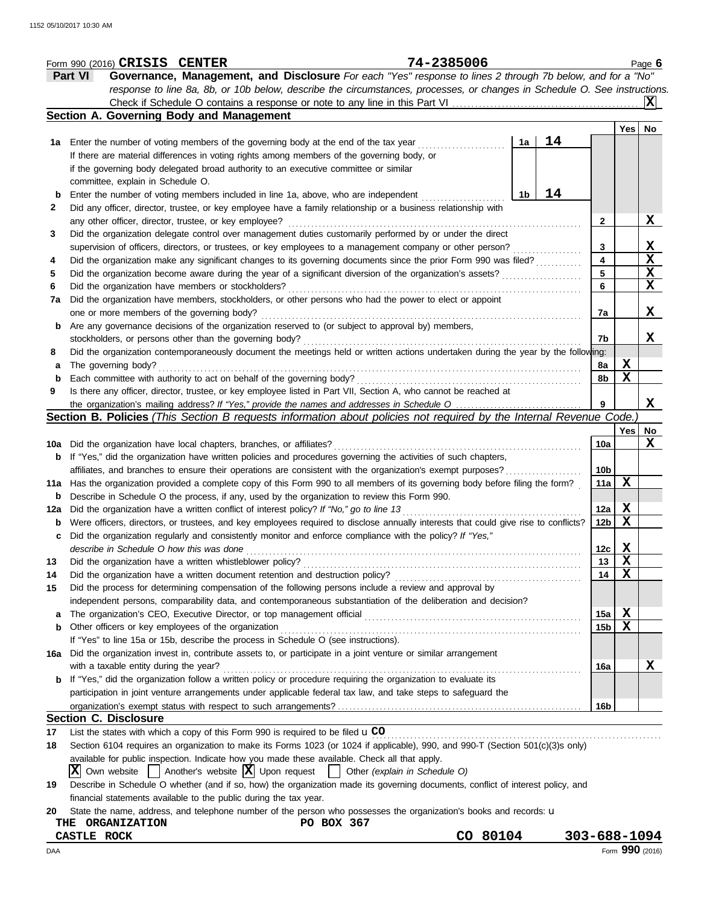Form 990 (2016) **CRISIS CENTER** **74-2385006** Page 6

**Part VI** **Governance, Management, and Disclosure** *For each "Yes" response to lines 2 through 7b below, and for a "No" response to line 8a, 8b, or 10b below, describe the circumstances, processes, or changes in Schedule O. See instructions.*

Check if Schedule O contains a response or note to any line in this Part VI ..... **X**

## Section A. Governing Body and Management

| | | | | Yes | No |
|---|---|---|---|---|---|
| **1a** | Enter the number of voting members of the governing body at the end of the tax year | 1a | 14 | | |
| | If there are material differences in voting rights among members of the governing body, or if the governing body delegated broad authority to an executive committee or similar committee, explain in Schedule O. | | | | |
| **b** | Enter the number of voting members included in line 1a, above, who are independent | 1b | 14 | | |
| **2** | Did any officer, director, trustee, or key employee have a family relationship or a business relationship with any other officer, director, trustee, or key employee? | 2 | | | X |
| **3** | Did the organization delegate control over management duties customarily performed by or under the direct supervision of officers, directors, or trustees, or key employees to a management company or other person? | 3 | | | X |
| **4** | Did the organization make any significant changes to its governing documents since the prior Form 990 was filed? | 4 | | | X |
| **5** | Did the organization become aware during the year of a significant diversion of the organization's assets? | 5 | | | X |
| **6** | Did the organization have members or stockholders? | 6 | | | X |
| **7a** | Did the organization have members, stockholders, or other persons who had the power to elect or appoint one or more members of the governing body? | 7a | | | X |
| **b** | Are any governance decisions of the organization reserved to (or subject to approval by) members, stockholders, or persons other than the governing body? | 7b | | | X |
| **8** | Did the organization contemporaneously document the meetings held or written actions undertaken during the year by the following: | | | | |
| **a** | The governing body? | 8a | | X | |
| **b** | Each committee with authority to act on behalf of the governing body? | 8b | | X | |
| **9** | Is there any officer, director, trustee, or key employee listed in Part VII, Section A, who cannot be reached at the organization's mailing address? *If "Yes," provide the names and addresses in Schedule O* | 9 | | | X |

## Section B. Policies *(This Section B requests information about policies not required by the Internal Revenue Code.)*

| | | | Yes | No |
|---|---|---|---|---|
| **10a** | Did the organization have local chapters, branches, or affiliates? | 10a | | X |
| **b** | If "Yes," did the organization have written policies and procedures governing the activities of such chapters, affiliates, and branches to ensure their operations are consistent with the organization's exempt purposes? | 10b | | |
| **11a** | Has the organization provided a complete copy of this Form 990 to all members of its governing body before filing the form? | 11a | X | |
| **b** | Describe in Schedule O the process, if any, used by the organization to review this Form 990. | | | |
| **12a** | Did the organization have a written conflict of interest policy? *If "No," go to line 13* | 12a | X | |
| **b** | Were officers, directors, or trustees, and key employees required to disclose annually interests that could give rise to conflicts? | 12b | X | |
| **c** | Did the organization regularly and consistently monitor and enforce compliance with the policy? *If "Yes," describe in Schedule O how this was done* | 12c | X | |
| **13** | Did the organization have a written whistleblower policy? | 13 | X | |
| **14** | Did the organization have a written document retention and destruction policy? | 14 | X | |
| **15** | Did the process for determining compensation of the following persons include a review and approval by independent persons, comparability data, and contemporaneous substantiation of the deliberation and decision? | | | |
| **a** | The organization's CEO, Executive Director, or top management official | 15a | X | |
| **b** | Other officers or key employees of the organization | 15b | X | |
| | If "Yes" to line 15a or 15b, describe the process in Schedule O (see instructions). | | | |
| **16a** | Did the organization invest in, contribute assets to, or participate in a joint venture or similar arrangement with a taxable entity during the year? | 16a | | X |
| **b** | If "Yes," did the organization follow a written policy or procedure requiring the organization to evaluate its participation in joint venture arrangements under applicable federal tax law, and take steps to safeguard the organization's exempt status with respect to such arrangements? | 16b | | |

## Section C. Disclosure

**17** List the states with which a copy of this Form 990 is required to be filed u **CO**

**18** Section 6104 requires an organization to make its Forms 1023 (or 1024 if applicable), 990, and 990-T (Section 501(c)(3)s only) available for public inspection. Indicate how you made these available. Check all that apply.

**X** Own website ☐ Another's website **X** Upon request ☐ Other *(explain in Schedule O)*

**19** Describe in Schedule O whether (and if so, how) the organization made its governing documents, conflict of interest policy, and financial statements available to the public during the tax year.

**20** State the name, address, and telephone number of the person who possesses the organization's books and records: u

**THE ORGANIZATION** **PO BOX 367**
**CASTLE ROCK** **CO 80104** **303-688-1094**

DAA Form **990** (2016)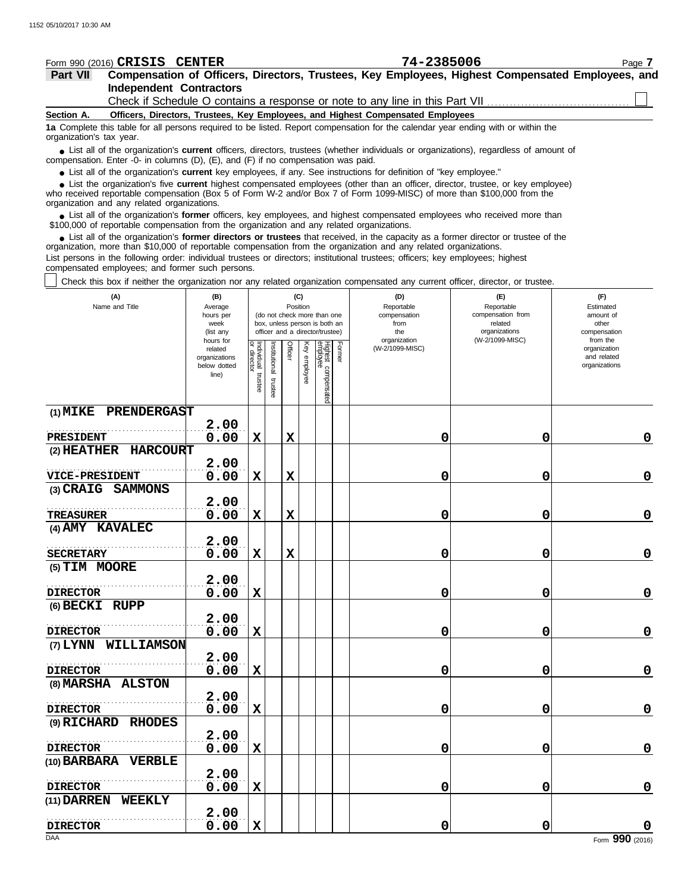Form 990 (2016) **CRISIS CENTER** **74-2385006**

**Part VII** **Compensation of Officers, Directors, Trustees, Key Employees, Highest Compensated Employees, and Independent Contractors**

Check if Schedule O contains a response or note to any line in this Part VII ☐

**Section A. Officers, Directors, Trustees, Key Employees, and Highest Compensated Employees**

**1a** Complete this table for all persons required to be listed. Report compensation for the calendar year ending with or within the organization's tax year.

- List all of the organization's **current** officers, directors, trustees (whether individuals or organizations), regardless of amount of compensation. Enter -0- in columns (D), (E), and (F) if no compensation was paid.
- List all of the organization's **current** key employees, if any. See instructions for definition of "key employee."
- List the organization's five **current** highest compensated employees (other than an officer, director, trustee, or key employee) who received reportable compensation (Box 5 of Form W-2 and/or Box 7 of Form 1099-MISC) of more than $100,000 from the organization and any related organizations.
- List all of the organization's **former** officers, key employees, and highest compensated employees who received more than $100,000 of reportable compensation from the organization and any related organizations.
- List all of the organization's **former directors or trustees** that received, in the capacity as a former director or trustee of the organization, more than $10,000 of reportable compensation from the organization and any related organizations.

List persons in the following order: individual trustees or directors; institutional trustees; officers; key employees; highest compensated employees; and former such persons.

☐ Check this box if neither the organization nor any related organization compensated any current officer, director, or trustee.

| (A) Name and Title | (B) Average hours per week (list any hours for related organizations below dotted line) | (C) Position (do not check more than one box, unless person is both an officer and a director/trustee) | | | | | | (D) Reportable compensation from the organization (W-2/1099-MISC) | (E) Reportable compensation from related organizations (W-2/1099-MISC) | (F) Estimated amount of other compensation from the organization and related organizations |
|---|---|---|---|---|---|---|---|---|---|---|
| | | Individual trustee or director | Institutional trustee | Officer | Key employee | Highest compensated employee | Former | | | |
| (1) MIKE PRENDERGAST<br>PRESIDENT | 2.00<br>0.00 | X | | X | | | | 0 | 0 | 0 |
| (2) HEATHER HARCOURT<br>VICE-PRESIDENT | 2.00<br>0.00 | X | | X | | | | 0 | 0 | 0 |
| (3) CRAIG SAMMONS<br>TREASURER | 2.00<br>0.00 | X | | X | | | | 0 | 0 | 0 |
| (4) AMY KAVALEC<br>SECRETARY | 2.00<br>0.00 | X | | X | | | | 0 | 0 | 0 |
| (5) TIM MOORE<br>DIRECTOR | 2.00<br>0.00 | X | | | | | | 0 | 0 | 0 |
| (6) BECKI RUPP<br>DIRECTOR | 2.00<br>0.00 | X | | | | | | 0 | 0 | 0 |
| (7) LYNN WILLIAMSON<br>DIRECTOR | 2.00<br>0.00 | X | | | | | | 0 | 0 | 0 |
| (8) MARSHA ALSTON<br>DIRECTOR | 2.00<br>0.00 | X | | | | | | 0 | 0 | 0 |
| (9) RICHARD RHODES<br>DIRECTOR | 2.00<br>0.00 | X | | | | | | 0 | 0 | 0 |
| (10) BARBARA VERBLE<br>DIRECTOR | 2.00<br>0.00 | X | | | | | | 0 | 0 | 0 |
| (11) DARREN WEEKLY<br>DIRECTOR | 2.00<br>0.00 | X | | | | | | 0 | 0 | 0 |

Form **990** (2016)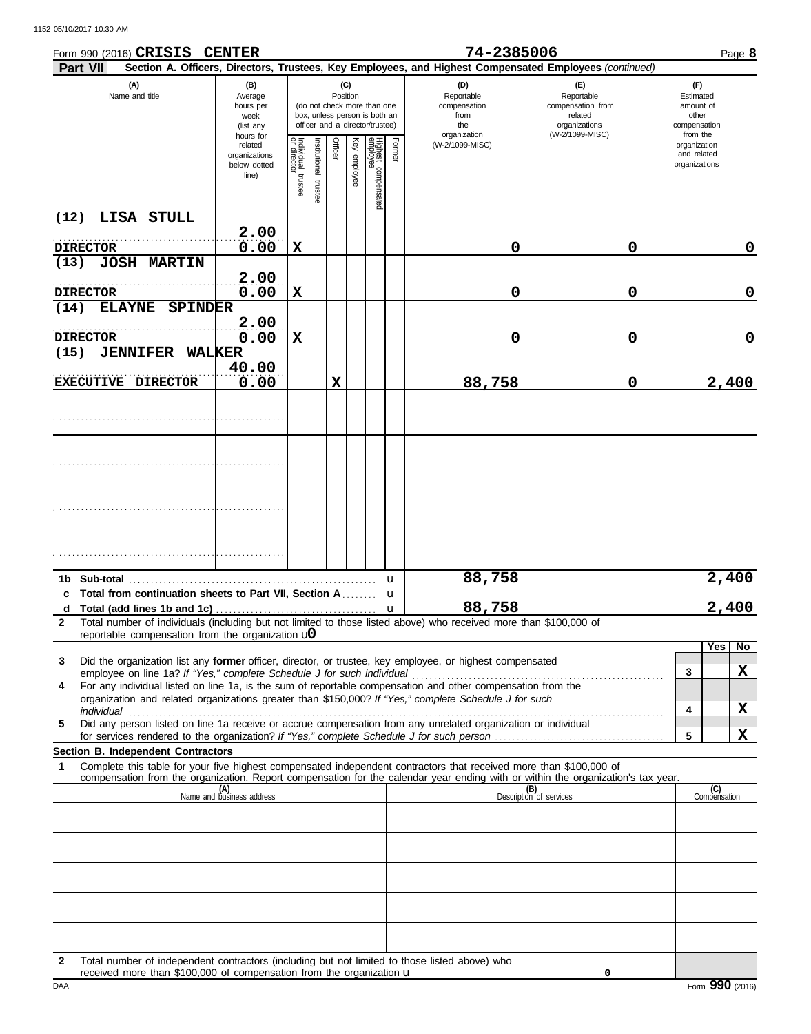Form 990 (2016) **CRISIS CENTER** **74-2385006** Page **8**

**Part VII** **Section A. Officers, Directors, Trustees, Key Employees, and Highest Compensated Employees** *(continued)*

| (A) Name and title | (B) Average hours per week (list any hours for related organizations below dotted line) | (C) Position: Individual trustee or director | Institutional trustee | Officer | Key employee | Highest compensated employee | Former | (D) Reportable compensation from the organization (W-2/1099-MISC) | (E) Reportable compensation from related organizations (W-2/1099-MISC) | (F) Estimated amount of other compensation from the organization and related organizations |
|---|---|---|---|---|---|---|---|---|---|---|
| (12) LISA STULL<br>DIRECTOR | 2.00<br>0.00 | X | | | | | | 0 | 0 | 0 |
| (13) JOSH MARTIN<br>DIRECTOR | 2.00<br>0.00 | X | | | | | | 0 | 0 | 0 |
| (14) ELAYNE SPINDER<br>DIRECTOR | 2.00<br>0.00 | X | | | | | | 0 | 0 | 0 |
| (15) JENNIFER WALKER<br>EXECUTIVE DIRECTOR | 40.00<br>0.00 | | | X | | | | 88,758 | 0 | 2,400 |
| | | | | | | | | | | |
| | | | | | | | | | | |
| | | | | | | | | | | |
| | | | | | | | | | | |

| | | (D) | (E) | (F) |
|---|---|---|---|---|
| 1b | Sub-total | 88,758 | | 2,400 |
| c | Total from continuation sheets to Part VII, Section A | | | |
| d | Total (add lines 1b and 1c) | 88,758 | | 2,400 |

2 Total number of individuals (including but not limited to those listed above) who received more than $100,000 of reportable compensation from the organization u 0

| | | | Yes | No |
|---|---|---|---|---|
| 3 | Did the organization list any **former** officer, director, or trustee, key employee, or highest compensated employee on line 1a? *If "Yes," complete Schedule J for such individual* | 3 | | X |
| 4 | For any individual listed on line 1a, is the sum of reportable compensation and other compensation from the organization and related organizations greater than $150,000? *If "Yes," complete Schedule J for such individual* | 4 | | X |
| 5 | Did any person listed on line 1a receive or accrue compensation from any unrelated organization or individual for services rendered to the organization? *If "Yes," complete Schedule J for such person* | 5 | | X |

**Section B. Independent Contractors**

1 Complete this table for your five highest compensated independent contractors that received more than $100,000 of compensation from the organization. Report compensation for the calendar year ending with or within the organization's tax year.

| (A) Name and business address | (B) Description of services | (C) Compensation |
|---|---|---|
| | | |
| | | |
| | | |
| | | |
| | | |

2 Total number of independent contractors (including but not limited to those listed above) who received more than $100,000 of compensation from the organization u 0

Form **990** (2016)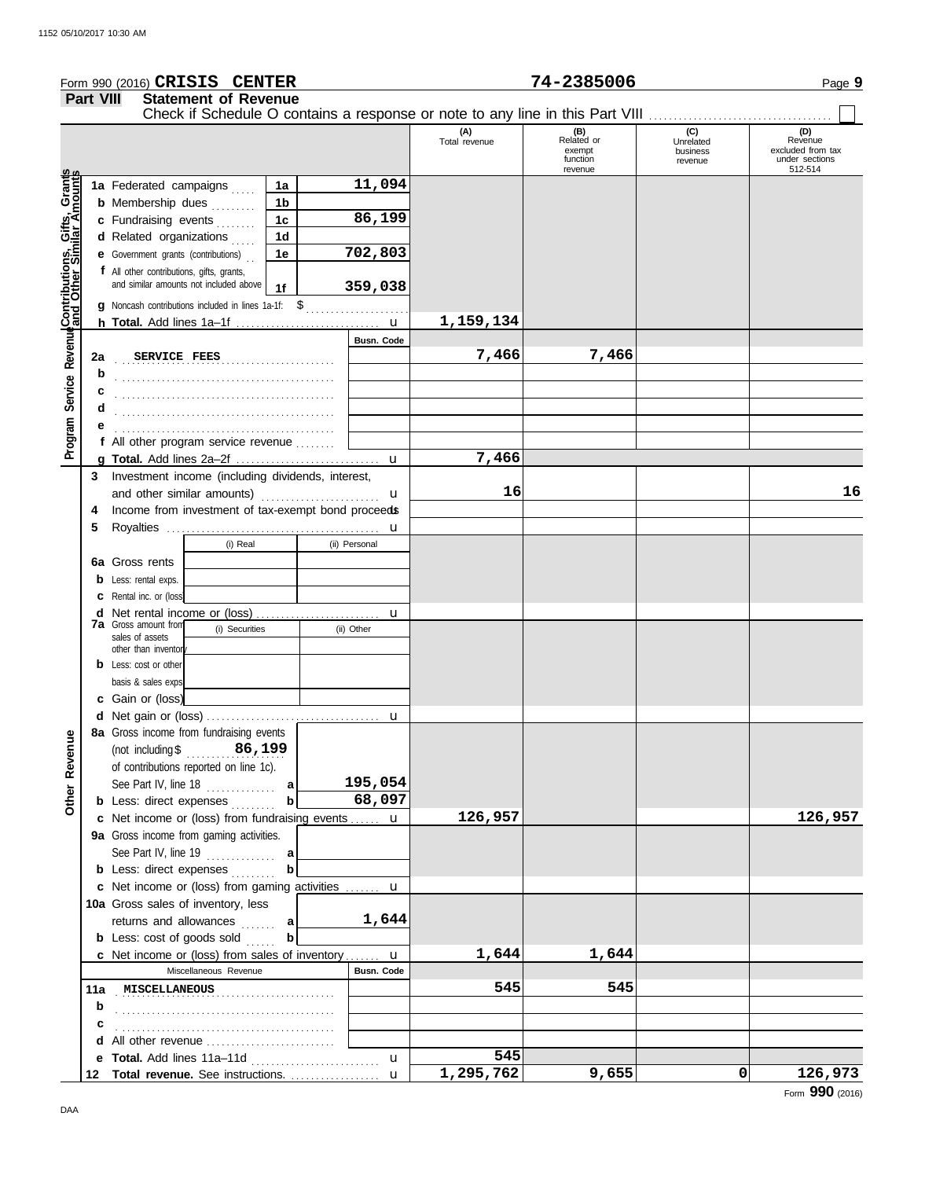Form 990 (2016) **CRISIS CENTER** **74-2385006** Page **9**

## Part VIII Statement of Revenue

Check if Schedule O contains a response or note to any line in this Part VIII ☐

| | | | (A) Total revenue | (B) Related or exempt function revenue | (C) Unrelated business revenue | (D) Revenue excluded from tax under sections 512-514 |
|---|---|---|---|---|---|---|
| **Contributions, Gifts, Grants and Other Similar Amounts** | | | | | | |
| 1a | Federated campaigns | 1a 11,094 | | | | |
| b | Membership dues | 1b | | | | |
| c | Fundraising events | 1c 86,199 | | | | |
| d | Related organizations | 1d | | | | |
| e | Government grants (contributions) | 1e 702,803 | | | | |
| f | All other contributions, gifts, grants, and similar amounts not included above | 1f 359,038 | | | | |
| g | Noncash contributions included in lines 1a-1f: $ | | | | | |
| h | **Total.** Add lines 1a–1f | u | 1,159,134 | | | |
| **Program Service Revenue** | | Busn. Code | | | | |
| 2a | SERVICE FEES | | 7,466 | 7,466 | | |
| b | | | | | | |
| c | | | | | | |
| d | | | | | | |
| e | | | | | | |
| f | All other program service revenue | | | | | |
| g | **Total.** Add lines 2a–2f | u | 7,466 | | | |
| 3 | Investment income (including dividends, interest, and other similar amounts) | u | 16 | | | 16 |
| 4 | Income from investment of tax-exempt bond proceeds | u | | | | |
| 5 | Royalties | u | | | | |
| | | (i) Real / (ii) Personal | | | | |
| 6a | Gross rents | | | | | |
| b | Less: rental exps. | | | | | |
| c | Rental inc. or (loss) | | | | | |
| d | Net rental income or (loss) | u | | | | |
| | | (i) Securities / (ii) Other | | | | |
| 7a | Gross amount from sales of assets other than inventory | | | | | |
| b | Less: cost or other basis & sales exps. | | | | | |
| c | Gain or (loss) | | | | | |
| d | Net gain or (loss) | u | | | | |
| **Other Revenue** | | | | | | |
| 8a | Gross income from fundraising events (not including $ 86,199 of contributions reported on line 1c). See Part IV, line 18 | a 195,054 | | | | |
| b | Less: direct expenses | b 68,097 | | | | |
| c | Net income or (loss) from fundraising events | u | 126,957 | | | 126,957 |
| 9a | Gross income from gaming activities. See Part IV, line 19 | a | | | | |
| b | Less: direct expenses | b | | | | |
| c | Net income or (loss) from gaming activities | u | | | | |
| 10a | Gross sales of inventory, less returns and allowances | a 1,644 | | | | |
| b | Less: cost of goods sold | b | | | | |
| c | Net income or (loss) from sales of inventory | u | 1,644 | 1,644 | | |
| | Miscellaneous Revenue | Busn. Code | | | | |
| 11a | MISCELLANEOUS | | 545 | 545 | | |
| b | | | | | | |
| c | | | | | | |
| d | All other revenue | | | | | |
| e | **Total.** Add lines 11a–11d | u | 545 | | | |
| 12 | **Total revenue.** See instructions. | u | 1,295,762 | 9,655 | 0 | 126,973 |

Form **990** (2016)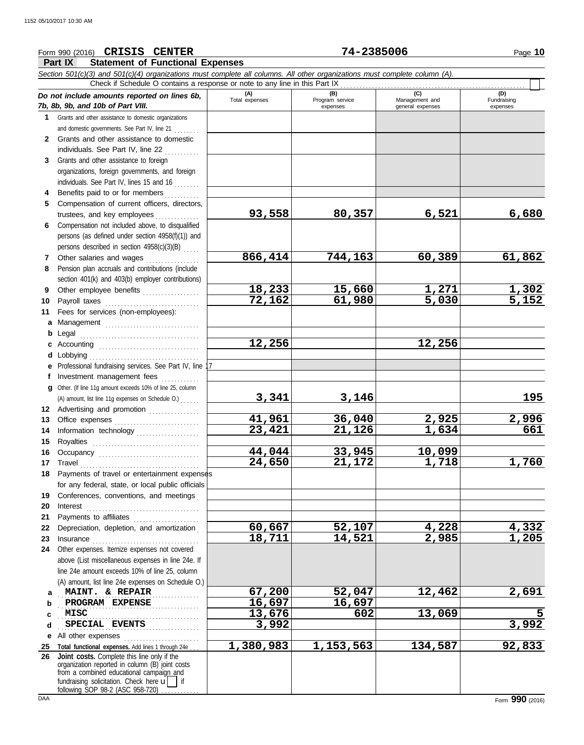Form 990 (2016) **CRISIS CENTER** **74-2385006**

**Part IX Statement of Functional Expenses**

*Section 501(c)(3) and 501(c)(4) organizations must complete all columns. All other organizations must complete column (A).*

Check if Schedule O contains a response or note to any line in this Part IX

| *Do not include amounts reported on lines 6b, 7b, 8b, 9b, and 10b of Part VIII.* | (A) Total expenses | (B) Program service expenses | (C) Management and general expenses | (D) Fundraising expenses |
|---|---|---|---|---|
| **1** Grants and other assistance to domestic organizations and domestic governments. See Part IV, line 21 | | | | |
| **2** Grants and other assistance to domestic individuals. See Part IV, line 22 | | | | |
| **3** Grants and other assistance to foreign organizations, foreign governments, and foreign individuals. See Part IV, lines 15 and 16 | | | | |
| **4** Benefits paid to or for members | | | | |
| **5** Compensation of current officers, directors, trustees, and key employees | 93,558 | 80,357 | 6,521 | 6,680 |
| **6** Compensation not included above, to disqualified persons (as defined under section 4958(f)(1)) and persons described in section 4958(c)(3)(B) | | | | |
| **7** Other salaries and wages | 866,414 | 744,163 | 60,389 | 61,862 |
| **8** Pension plan accruals and contributions (include section 401(k) and 403(b) employer contributions) | | | | |
| **9** Other employee benefits | 18,233 | 15,660 | 1,271 | 1,302 |
| **10** Payroll taxes | 72,162 | 61,980 | 5,030 | 5,152 |
| **11** Fees for services (non-employees): | | | | |
| **a** Management | | | | |
| **b** Legal | | | | |
| **c** Accounting | 12,256 | | 12,256 | |
| **d** Lobbying | | | | |
| **e** Professional fundraising services. See Part IV, line 17 | | | | |
| **f** Investment management fees | | | | |
| **g** Other. (If line 11g amount exceeds 10% of line 25, column (A) amount, list line 11g expenses on Schedule O.) | 3,341 | 3,146 | | 195 |
| **12** Advertising and promotion | | | | |
| **13** Office expenses | 41,961 | 36,040 | 2,925 | 2,996 |
| **14** Information technology | 23,421 | 21,126 | 1,634 | 661 |
| **15** Royalties | | | | |
| **16** Occupancy | 44,044 | 33,945 | 10,099 | |
| **17** Travel | 24,650 | 21,172 | 1,718 | 1,760 |
| **18** Payments of travel or entertainment expenses for any federal, state, or local public officials | | | | |
| **19** Conferences, conventions, and meetings | | | | |
| **20** Interest | | | | |
| **21** Payments to affiliates | | | | |
| **22** Depreciation, depletion, and amortization | 60,667 | 52,107 | 4,228 | 4,332 |
| **23** Insurance | 18,711 | 14,521 | 2,985 | 1,205 |
| **24** Other expenses. Itemize expenses not covered above (List miscellaneous expenses in line 24e. If line 24e amount exceeds 10% of line 25, column (A) amount, list line 24e expenses on Schedule O.) | | | | |
| **a** MAINT. & REPAIR | 67,200 | 52,047 | 12,462 | 2,691 |
| **b** PROGRAM EXPENSE | 16,697 | 16,697 | | |
| **c** MISC | 13,676 | 602 | 13,069 | 5 |
| **d** SPECIAL EVENTS | 3,992 | | | 3,992 |
| **e** All other expenses | | | | |
| **25 Total functional expenses.** Add lines 1 through 24e | 1,380,983 | 1,153,563 | 134,587 | 92,833 |
| **26 Joint costs.** Complete this line only if the organization reported in column (B) joint costs from a combined educational campaign and fundraising solicitation. Check here ☐ if following SOP 98-2 (ASC 958-720) | | | | |

Form **990** (2016)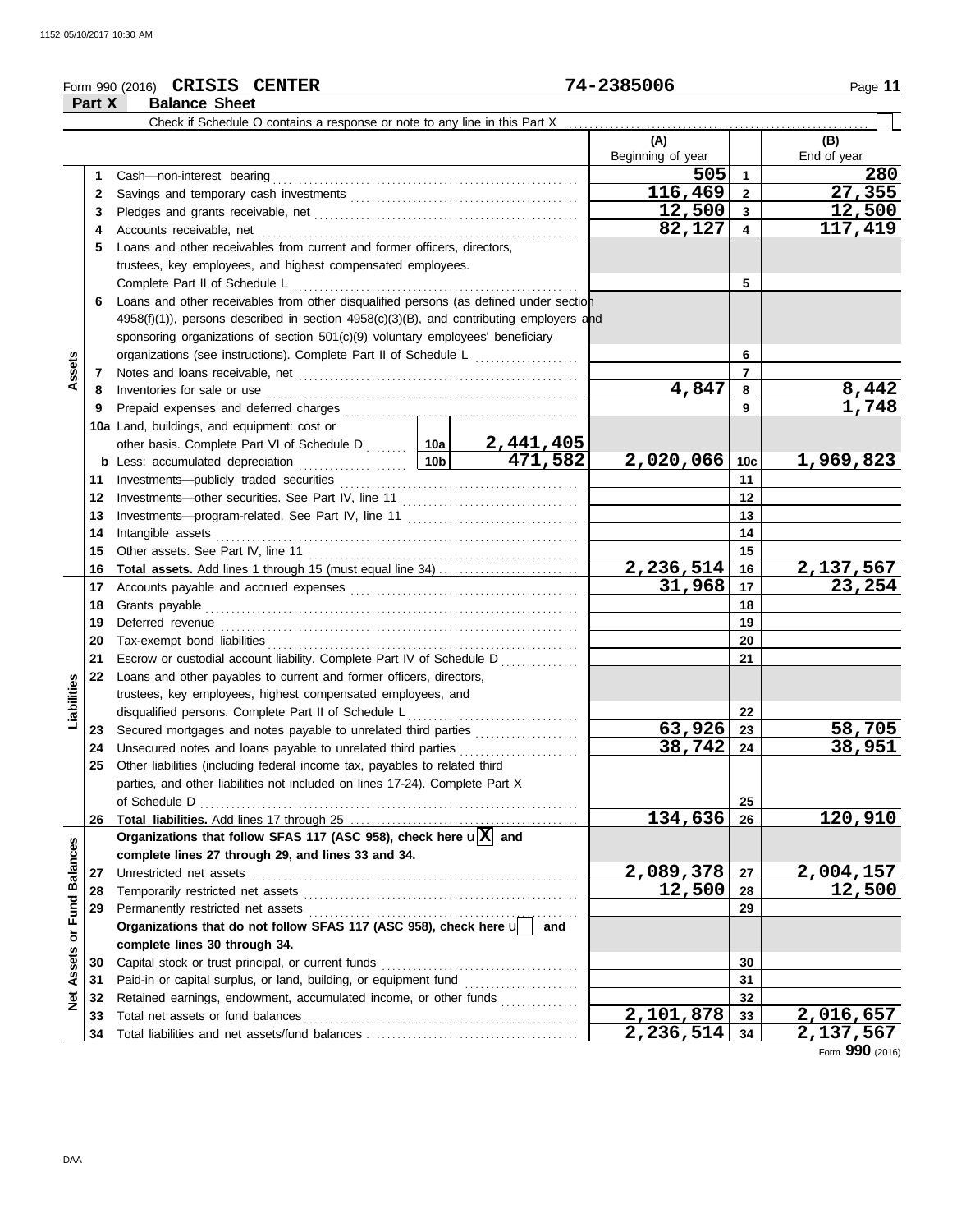Form 990 (2016) **CRISIS CENTER** 74-2385006

## Part X Balance Sheet

Check if Schedule O contains a response or note to any line in this Part X

| | | | | (A) Beginning of year | | (B) End of year |
|---|---|---|---|---|---|---|
| Assets | 1 | Cash—non-interest bearing | | 505 | 1 | 280 |
| | 2 | Savings and temporary cash investments | | 116,469 | 2 | 27,355 |
| | 3 | Pledges and grants receivable, net | | 12,500 | 3 | 12,500 |
| | 4 | Accounts receivable, net | | 82,127 | 4 | 117,419 |
| | 5 | Loans and other receivables from current and former officers, directors, trustees, key employees, and highest compensated employees. Complete Part II of Schedule L | | | 5 | |
| | 6 | Loans and other receivables from other disqualified persons (as defined under section 4958(f)(1)), persons described in section 4958(c)(3)(B), and contributing employers and sponsoring organizations of section 501(c)(9) voluntary employees' beneficiary organizations (see instructions). Complete Part II of Schedule L | | | 6 | |
| | 7 | Notes and loans receivable, net | | | 7 | |
| | 8 | Inventories for sale or use | | 4,847 | 8 | 8,442 |
| | 9 | Prepaid expenses and deferred charges | | | 9 | 1,748 |
| | 10a | Land, buildings, and equipment: cost or other basis. Complete Part VI of Schedule D | 10a 2,441,405 | | | |
| | b | Less: accumulated depreciation | 10b 471,582 | 2,020,066 | 10c | 1,969,823 |
| | 11 | Investments—publicly traded securities | | | 11 | |
| | 12 | Investments—other securities. See Part IV, line 11 | | | 12 | |
| | 13 | Investments—program-related. See Part IV, line 11 | | | 13 | |
| | 14 | Intangible assets | | | 14 | |
| | 15 | Other assets. See Part IV, line 11 | | | 15 | |
| | 16 | **Total assets.** Add lines 1 through 15 (must equal line 34) | | 2,236,514 | 16 | 2,137,567 |
| Liabilities | 17 | Accounts payable and accrued expenses | | 31,968 | 17 | 23,254 |
| | 18 | Grants payable | | | 18 | |
| | 19 | Deferred revenue | | | 19 | |
| | 20 | Tax-exempt bond liabilities | | | 20 | |
| | 21 | Escrow or custodial account liability. Complete Part IV of Schedule D | | | 21 | |
| | 22 | Loans and other payables to current and former officers, directors, trustees, key employees, highest compensated employees, and disqualified persons. Complete Part II of Schedule L | | | 22 | |
| | 23 | Secured mortgages and notes payable to unrelated third parties | | 63,926 | 23 | 58,705 |
| | 24 | Unsecured notes and loans payable to unrelated third parties | | 38,742 | 24 | 38,951 |
| | 25 | Other liabilities (including federal income tax, payables to related third parties, and other liabilities not included on lines 17-24). Complete Part X of Schedule D | | | 25 | |
| | 26 | **Total liabilities.** Add lines 17 through 25 | | 134,636 | 26 | 120,910 |
| Net Assets or Fund Balances | | **Organizations that follow SFAS 117 (ASC 958), check here [X] and complete lines 27 through 29, and lines 33 and 34.** | | | | |
| | 27 | Unrestricted net assets | | 2,089,378 | 27 | 2,004,157 |
| | 28 | Temporarily restricted net assets | | 12,500 | 28 | 12,500 |
| | 29 | Permanently restricted net assets | | | 29 | |
| | | **Organizations that do not follow SFAS 117 (ASC 958), check here [ ] and complete lines 30 through 34.** | | | | |
| | 30 | Capital stock or trust principal, or current funds | | | 30 | |
| | 31 | Paid-in or capital surplus, or land, building, or equipment fund | | | 31 | |
| | 32 | Retained earnings, endowment, accumulated income, or other funds | | | 32 | |
| | 33 | Total net assets or fund balances | | 2,101,878 | 33 | 2,016,657 |
| | 34 | Total liabilities and net assets/fund balances | | 2,236,514 | 34 | 2,137,567 |

Form **990** (2016)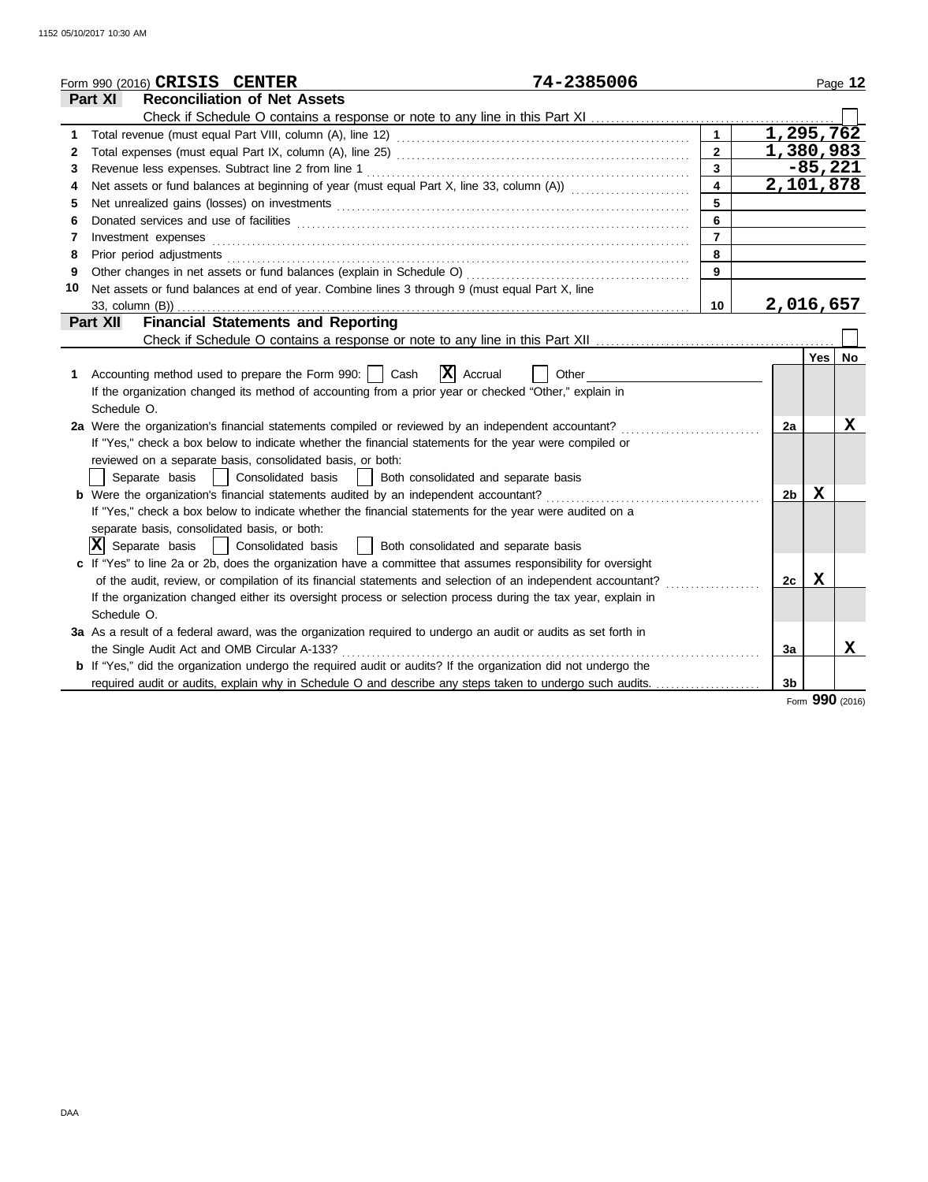Form 990 (2016) **CRISIS CENTER** **74-2385006**

## Part XI Reconciliation of Net Assets

Check if Schedule O contains a response or note to any line in this Part XI ☐

| | | | |
|---|---|---|---|
| 1 | Total revenue (must equal Part VIII, column (A), line 12) | 1 | 1,295,762 |
| 2 | Total expenses (must equal Part IX, column (A), line 25) | 2 | 1,380,983 |
| 3 | Revenue less expenses. Subtract line 2 from line 1 | 3 | -85,221 |
| 4 | Net assets or fund balances at beginning of year (must equal Part X, line 33, column (A)) | 4 | 2,101,878 |
| 5 | Net unrealized gains (losses) on investments | 5 | |
| 6 | Donated services and use of facilities | 6 | |
| 7 | Investment expenses | 7 | |
| 8 | Prior period adjustments | 8 | |
| 9 | Other changes in net assets or fund balances (explain in Schedule O) | 9 | |
| 10 | Net assets or fund balances at end of year. Combine lines 3 through 9 (must equal Part X, line 33, column (B)) | 10 | 2,016,657 |

## Part XII Financial Statements and Reporting

Check if Schedule O contains a response or note to any line in this Part XII ☐

| | | | Yes | No |
|---|---|---|---|---|
| **1** | Accounting method used to prepare the Form 990: ☐ Cash ☒ Accrual ☐ Other<br>If the organization changed its method of accounting from a prior year or checked "Other," explain in Schedule O. | | | |
| **2a** | Were the organization's financial statements compiled or reviewed by an independent accountant?<br>If "Yes," check a box below to indicate whether the financial statements for the year were compiled or reviewed on a separate basis, consolidated basis, or both:<br>☐ Separate basis ☐ Consolidated basis ☐ Both consolidated and separate basis | 2a | | X |
| **b** | Were the organization's financial statements audited by an independent accountant?<br>If "Yes," check a box below to indicate whether the financial statements for the year were audited on a separate basis, consolidated basis, or both:<br>☒ Separate basis ☐ Consolidated basis ☐ Both consolidated and separate basis | 2b | X | |
| **c** | If "Yes" to line 2a or 2b, does the organization have a committee that assumes responsibility for oversight of the audit, review, or compilation of its financial statements and selection of an independent accountant?<br>If the organization changed either its oversight process or selection process during the tax year, explain in Schedule O. | 2c | X | |
| **3a** | As a result of a federal award, was the organization required to undergo an audit or audits as set forth in the Single Audit Act and OMB Circular A-133? | 3a | | X |
| **b** | If "Yes," did the organization undergo the required audit or audits? If the organization did not undergo the required audit or audits, explain why in Schedule O and describe any steps taken to undergo such audits. | 3b | | |

Form **990** (2016)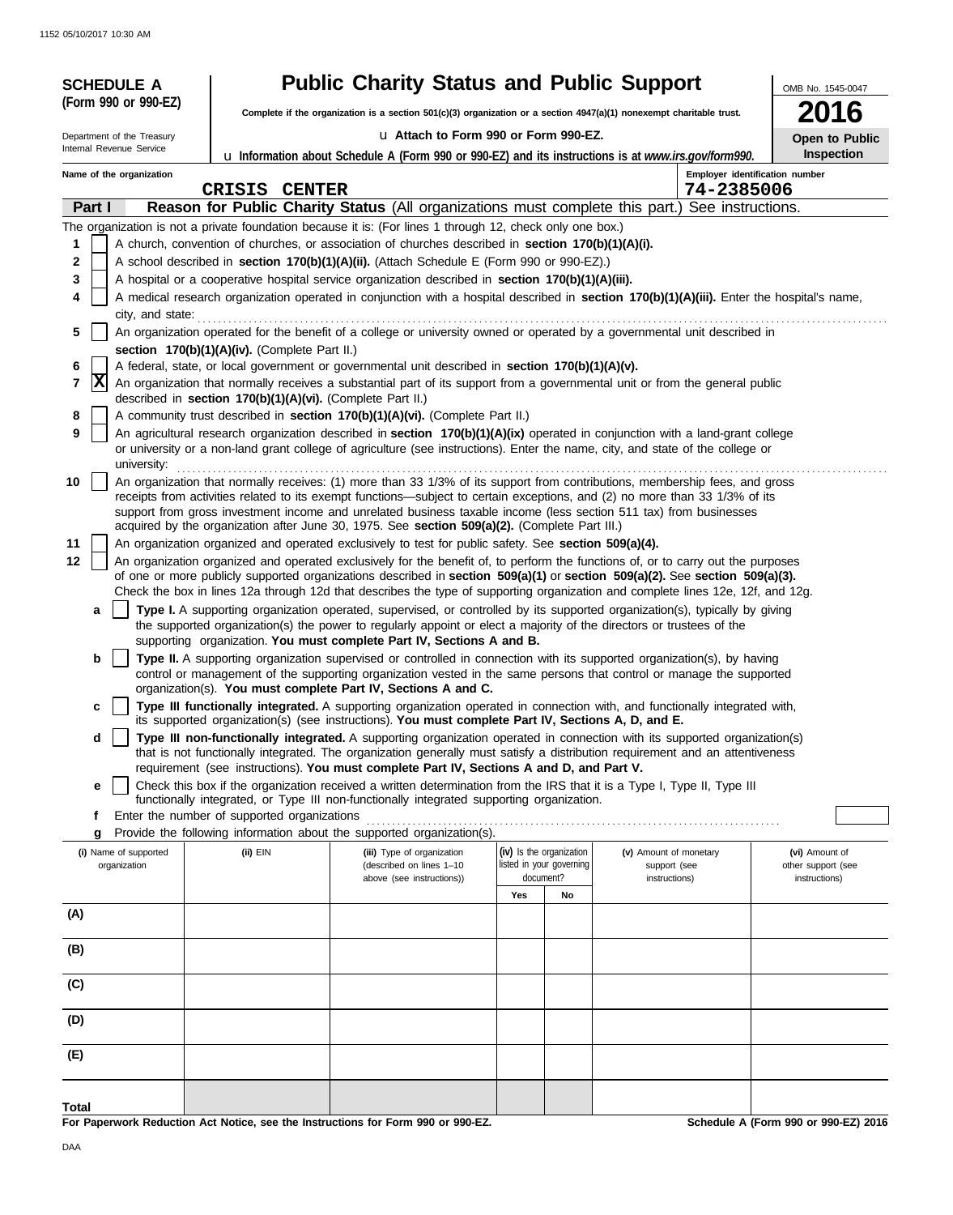# SCHEDULE A (Form 990 or 990-EZ)

Department of the Treasury
Internal Revenue Service

## Public Charity Status and Public Support

**Complete if the organization is a section 501(c)(3) organization or a section 4947(a)(1) nonexempt charitable trust.**

u **Attach to Form 990 or Form 990-EZ.**

u **Information about Schedule A (Form 990 or 990-EZ) and its instructions is at *www.irs.gov/form990.***

OMB No. 1545-0047

**2016**

**Open to Public Inspection**

**Name of the organization:** CRISIS CENTER

**Employer identification number:** 74-2385006

### Part I — Reason for Public Charity Status (All organizations must complete this part.) See instructions.

The organization is not a private foundation because it is: (For lines 1 through 12, check only one box.)

1. [ ] A church, convention of churches, or association of churches described in **section 170(b)(1)(A)(i).**
2. [ ] A school described in **section 170(b)(1)(A)(ii).** (Attach Schedule E (Form 990 or 990-EZ).)
3. [ ] A hospital or a cooperative hospital service organization described in **section 170(b)(1)(A)(iii).**
4. [ ] A medical research organization operated in conjunction with a hospital described in **section 170(b)(1)(A)(iii).** Enter the hospital's name, city, and state: ..........
5. [ ] An organization operated for the benefit of a college or university owned or operated by a governmental unit described in **section 170(b)(1)(A)(iv).** (Complete Part II.)
6. [ ] A federal, state, or local government or governmental unit described in **section 170(b)(1)(A)(v).**
7. [X] An organization that normally receives a substantial part of its support from a governmental unit or from the general public described in **section 170(b)(1)(A)(vi).** (Complete Part II.)
8. [ ] A community trust described in **section 170(b)(1)(A)(vi).** (Complete Part II.)
9. [ ] An agricultural research organization described in **section 170(b)(1)(A)(ix)** operated in conjunction with a land-grant college or university or a non-land grant college of agriculture (see instructions). Enter the name, city, and state of the college or university: ..........
10. [ ] An organization that normally receives: (1) more than 33 1/3% of its support from contributions, membership fees, and gross receipts from activities related to its exempt functions—subject to certain exceptions, and (2) no more than 33 1/3% of its support from gross investment income and unrelated business taxable income (less section 511 tax) from businesses acquired by the organization after June 30, 1975. See **section 509(a)(2).** (Complete Part III.)
11. [ ] An organization organized and operated exclusively to test for public safety. See **section 509(a)(4).**
12. [ ] An organization organized and operated exclusively for the benefit of, to perform the functions of, or to carry out the purposes of one or more publicly supported organizations described in **section 509(a)(1)** or **section 509(a)(2).** See **section 509(a)(3).** Check the box in lines 12a through 12d that describes the type of supporting organization and complete lines 12e, 12f, and 12g.
   - **a** [ ] **Type I.** A supporting organization operated, supervised, or controlled by its supported organization(s), typically by giving the supported organization(s) the power to regularly appoint or elect a majority of the directors or trustees of the supporting organization. **You must complete Part IV, Sections A and B.**
   - **b** [ ] **Type II.** A supporting organization supervised or controlled in connection with its supported organization(s), by having control or management of the supporting organization vested in the same persons that control or manage the supported organization(s). **You must complete Part IV, Sections A and C.**
   - **c** [ ] **Type III functionally integrated.** A supporting organization operated in connection with, and functionally integrated with, its supported organization(s) (see instructions). **You must complete Part IV, Sections A, D, and E.**
   - **d** [ ] **Type III non-functionally integrated.** A supporting organization operated in connection with its supported organization(s) that is not functionally integrated. The organization generally must satisfy a distribution requirement and an attentiveness requirement (see instructions). **You must complete Part IV, Sections A and D, and Part V.**
   - **e** [ ] Check this box if the organization received a written determination from the IRS that it is a Type I, Type II, Type III functionally integrated, or Type III non-functionally integrated supporting organization.
   - **f** Enter the number of supported organizations ..........
   - **g** Provide the following information about the supported organization(s).

| (i) Name of supported organization | (ii) EIN | (iii) Type of organization (described on lines 1–10 above (see instructions)) | (iv) Is the organization listed in your governing document? Yes | No | (v) Amount of monetary support (see instructions) | (vi) Amount of other support (see instructions) |
|---|---|---|---|---|---|---|
| (A) | | | | | | |
| (B) | | | | | | |
| (C) | | | | | | |
| (D) | | | | | | |
| (E) | | | | | | |
| **Total** | | | | | | |

**For Paperwork Reduction Act Notice, see the Instructions for Form 990 or 990-EZ.**

**Schedule A (Form 990 or 990-EZ) 2016**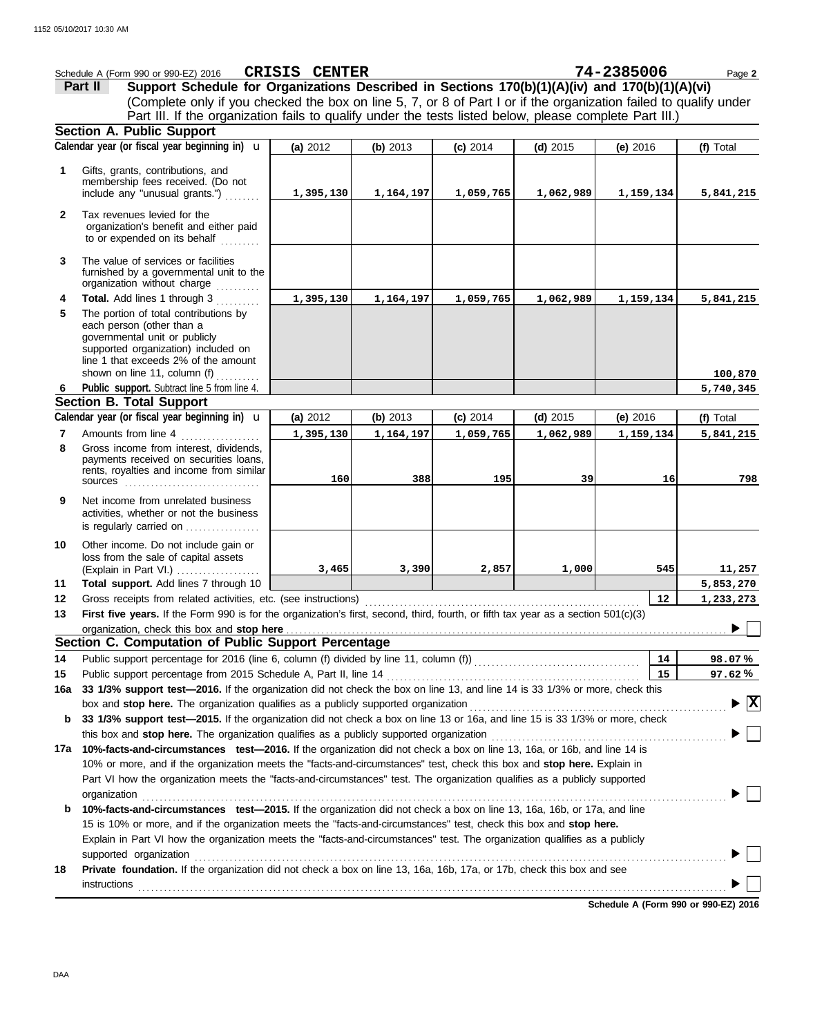Schedule A (Form 990 or 990-EZ) 2016 **CRISIS CENTER** **74-2385006** Page **2**

## Part II Support Schedule for Organizations Described in Sections 170(b)(1)(A)(iv) and 170(b)(1)(A)(vi)

(Complete only if you checked the box on line 5, 7, or 8 of Part I or if the organization failed to qualify under Part III. If the organization fails to qualify under the tests listed below, please complete Part III.)

### Section A. Public Support

| | Calendar year (or fiscal year beginning in) | (a) 2012 | (b) 2013 | (c) 2014 | (d) 2015 | (e) 2016 | (f) Total |
|---|---|---|---|---|---|---|---|
| 1 | Gifts, grants, contributions, and membership fees received. (Do not include any "unusual grants.") | 1,395,130 | 1,164,197 | 1,059,765 | 1,062,989 | 1,159,134 | 5,841,215 |
| 2 | Tax revenues levied for the organization's benefit and either paid to or expended on its behalf | | | | | | |
| 3 | The value of services or facilities furnished by a governmental unit to the organization without charge | | | | | | |
| 4 | **Total.** Add lines 1 through 3 | 1,395,130 | 1,164,197 | 1,059,765 | 1,062,989 | 1,159,134 | 5,841,215 |
| 5 | The portion of total contributions by each person (other than a governmental unit or publicly supported organization) included on line 1 that exceeds 2% of the amount shown on line 11, column (f) | | | | | | 100,870 |
| 6 | **Public support.** Subtract line 5 from line 4. | | | | | | 5,740,345 |

### Section B. Total Support

| | Calendar year (or fiscal year beginning in) | (a) 2012 | (b) 2013 | (c) 2014 | (d) 2015 | (e) 2016 | (f) Total |
|---|---|---|---|---|---|---|---|
| 7 | Amounts from line 4 | 1,395,130 | 1,164,197 | 1,059,765 | 1,062,989 | 1,159,134 | 5,841,215 |
| 8 | Gross income from interest, dividends, payments received on securities loans, rents, royalties and income from similar sources | 160 | 388 | 195 | 39 | 16 | 798 |
| 9 | Net income from unrelated business activities, whether or not the business is regularly carried on | | | | | | |
| 10 | Other income. Do not include gain or loss from the sale of capital assets (Explain in Part VI.) | 3,465 | 3,390 | 2,857 | 1,000 | 545 | 11,257 |
| 11 | **Total support.** Add lines 7 through 10 | | | | | | 5,853,270 |
| 12 | Gross receipts from related activities, etc. (see instructions) | | | | | 12 | 1,233,273 |

**13** **First five years.** If the Form 990 is for the organization's first, second, third, fourth, or fifth tax year as a section 501(c)(3) organization, check this box and **stop here** ☐

### Section C. Computation of Public Support Percentage

| | | | |
|---|---|---|---|
| 14 | Public support percentage for 2016 (line 6, column (f) divided by line 11, column (f)) | 14 | 98.07 % |
| 15 | Public support percentage from 2015 Schedule A, Part II, line 14 | 15 | 97.62 % |

**16a** **33 1/3% support test—2016.** If the organization did not check the box on line 13, and line 14 is 33 1/3% or more, check this box and **stop here.** The organization qualifies as a publicly supported organization ☒

**b** **33 1/3% support test—2015.** If the organization did not check a box on line 13 or 16a, and line 15 is 33 1/3% or more, check this box and **stop here.** The organization qualifies as a publicly supported organization ☐

**17a** **10%-facts-and-circumstances test—2016.** If the organization did not check a box on line 13, 16a, or 16b, and line 14 is 10% or more, and if the organization meets the "facts-and-circumstances" test, check this box and **stop here.** Explain in Part VI how the organization meets the "facts-and-circumstances" test. The organization qualifies as a publicly supported organization ☐

**b** **10%-facts-and-circumstances test—2015.** If the organization did not check a box on line 13, 16a, 16b, or 17a, and line 15 is 10% or more, and if the organization meets the "facts-and-circumstances" test, check this box and **stop here.** Explain in Part VI how the organization meets the "facts-and-circumstances" test. The organization qualifies as a publicly supported organization ☐

**18** **Private foundation.** If the organization did not check a box on line 13, 16a, 16b, 17a, or 17b, check this box and see instructions ☐

**Schedule A (Form 990 or 990-EZ) 2016**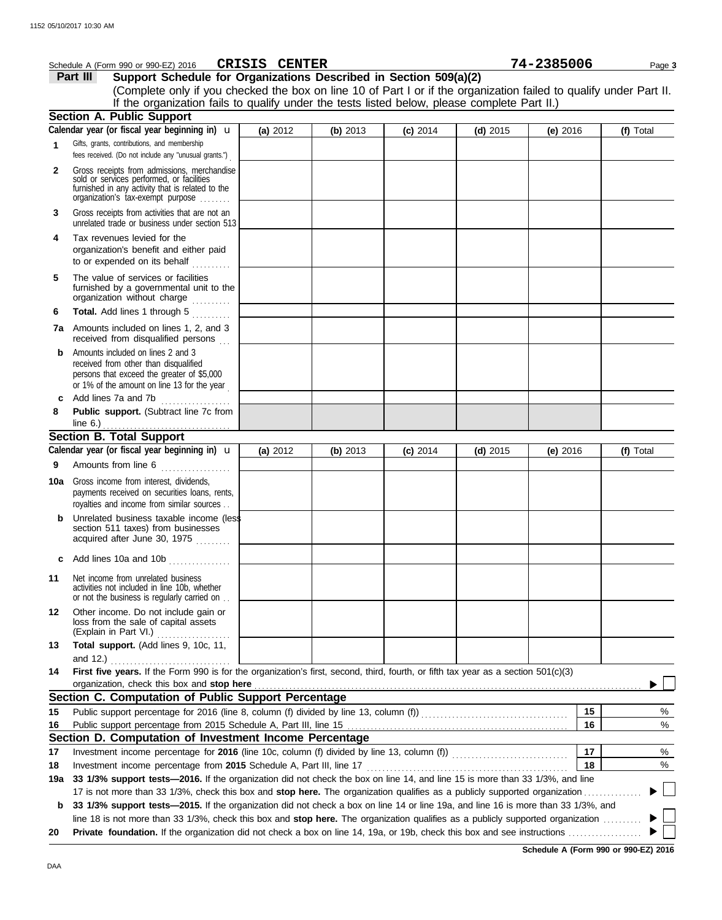Schedule A (Form 990 or 990-EZ) 2016 **CRISIS CENTER** **74-2385006**

**Part III Support Schedule for Organizations Described in Section 509(a)(2)**

(Complete only if you checked the box on line 10 of Part I or if the organization failed to qualify under Part II. If the organization fails to qualify under the tests listed below, please complete Part II.)

**Section A. Public Support**

| Calendar year (or fiscal year beginning in) | (a) 2012 | (b) 2013 | (c) 2014 | (d) 2015 | (e) 2016 | (f) Total |
|---|---|---|---|---|---|---|
| **1** Gifts, grants, contributions, and membership fees received. (Do not include any "unusual grants.") | | | | | | |
| **2** Gross receipts from admissions, merchandise sold or services performed, or facilities furnished in any activity that is related to the organization's tax-exempt purpose | | | | | | |
| **3** Gross receipts from activities that are not an unrelated trade or business under section 513 | | | | | | |
| **4** Tax revenues levied for the organization's benefit and either paid to or expended on its behalf | | | | | | |
| **5** The value of services or facilities furnished by a governmental unit to the organization without charge | | | | | | |
| **6** **Total.** Add lines 1 through 5 | | | | | | |
| **7a** Amounts included on lines 1, 2, and 3 received from disqualified persons | | | | | | |
| **b** Amounts included on lines 2 and 3 received from other than disqualified persons that exceed the greater of $5,000 or 1% of the amount on line 13 for the year | | | | | | |
| **c** Add lines 7a and 7b | | | | | | |
| **8** **Public support.** (Subtract line 7c from line 6.) | | | | | | |

**Section B. Total Support**

| Calendar year (or fiscal year beginning in) | (a) 2012 | (b) 2013 | (c) 2014 | (d) 2015 | (e) 2016 | (f) Total |
|---|---|---|---|---|---|---|
| **9** Amounts from line 6 | | | | | | |
| **10a** Gross income from interest, dividends, payments received on securities loans, rents, royalties and income from similar sources | | | | | | |
| **b** Unrelated business taxable income (less section 511 taxes) from businesses acquired after June 30, 1975 | | | | | | |
| **c** Add lines 10a and 10b | | | | | | |
| **11** Net income from unrelated business activities not included in line 10b, whether or not the business is regularly carried on | | | | | | |
| **12** Other income. Do not include gain or loss from the sale of capital assets (Explain in Part VI.) | | | | | | |
| **13** **Total support.** (Add lines 9, 10c, 11, and 12.) | | | | | | |

**14** **First five years.** If the Form 990 is for the organization's first, second, third, fourth, or fifth tax year as a section 501(c)(3) organization, check this box and **stop here** ▶ ☐

**Section C. Computation of Public Support Percentage**

| | | | |
|---|---|---|---|
| **15** | Public support percentage for 2016 (line 8, column (f) divided by line 13, column (f)) | 15 | % |
| **16** | Public support percentage from 2015 Schedule A, Part III, line 15 | 16 | % |

**Section D. Computation of Investment Income Percentage**

| | | | |
|---|---|---|---|
| **17** | Investment income percentage for **2016** (line 10c, column (f) divided by line 13, column (f)) | 17 | % |
| **18** | Investment income percentage from **2015** Schedule A, Part III, line 17 | 18 | % |

**19a** **33 1/3% support tests—2016.** If the organization did not check the box on line 14, and line 15 is more than 33 1/3%, and line 17 is not more than 33 1/3%, check this box and **stop here.** The organization qualifies as a publicly supported organization ▶ ☐

**b** **33 1/3% support tests—2015.** If the organization did not check a box on line 14 or line 19a, and line 16 is more than 33 1/3%, and line 18 is not more than 33 1/3%, check this box and **stop here.** The organization qualifies as a publicly supported organization ▶ ☐

**20** **Private foundation.** If the organization did not check a box on line 14, 19a, or 19b, check this box and see instructions ▶ ☐

**Schedule A (Form 990 or 990-EZ) 2016**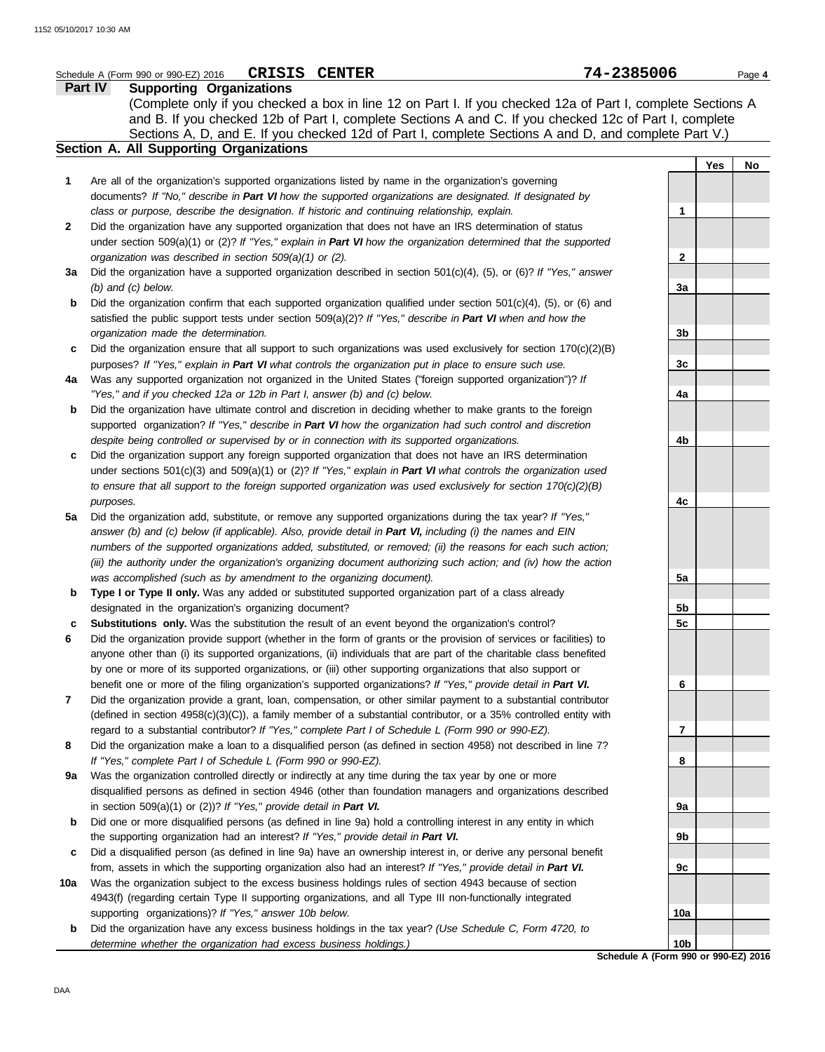Schedule A (Form 990 or 990-EZ) 2016 **CRISIS CENTER** **74-2385006** Page **4**

## Part IV Supporting Organizations

(Complete only if you checked a box in line 12 on Part I. If you checked 12a of Part I, complete Sections A and B. If you checked 12b of Part I, complete Sections A and C. If you checked 12c of Part I, complete Sections A, D, and E. If you checked 12d of Part I, complete Sections A and D, and complete Part V.)

### Section A. All Supporting Organizations

| | | | Yes | No |
|---|---|---|---|---|
| **1** | Are all of the organization's supported organizations listed by name in the organization's governing documents? *If "No," describe in **Part VI** how the supported organizations are designated. If designated by class or purpose, describe the designation. If historic and continuing relationship, explain.* | **1** | | |
| **2** | Did the organization have any supported organization that does not have an IRS determination of status under section 509(a)(1) or (2)? *If "Yes," explain in **Part VI** how the organization determined that the supported organization was described in section 509(a)(1) or (2).* | **2** | | |
| **3a** | Did the organization have a supported organization described in section 501(c)(4), (5), or (6)? *If "Yes," answer (b) and (c) below.* | **3a** | | |
| **b** | Did the organization confirm that each supported organization qualified under section 501(c)(4), (5), or (6) and satisfied the public support tests under section 509(a)(2)? *If "Yes," describe in **Part VI** when and how the organization made the determination.* | **3b** | | |
| **c** | Did the organization ensure that all support to such organizations was used exclusively for section 170(c)(2)(B) purposes? *If "Yes," explain in **Part VI** what controls the organization put in place to ensure such use.* | **3c** | | |
| **4a** | Was any supported organization not organized in the United States ("foreign supported organization")? *If "Yes," and if you checked 12a or 12b in Part I, answer (b) and (c) below.* | **4a** | | |
| **b** | Did the organization have ultimate control and discretion in deciding whether to make grants to the foreign supported organization? *If "Yes," describe in **Part VI** how the organization had such control and discretion despite being controlled or supervised by or in connection with its supported organizations.* | **4b** | | |
| **c** | Did the organization support any foreign supported organization that does not have an IRS determination under sections 501(c)(3) and 509(a)(1) or (2)? *If "Yes," explain in **Part VI** what controls the organization used to ensure that all support to the foreign supported organization was used exclusively for section 170(c)(2)(B) purposes.* | **4c** | | |
| **5a** | Did the organization add, substitute, or remove any supported organizations during the tax year? *If "Yes," answer (b) and (c) below (if applicable). Also, provide detail in **Part VI,** including (i) the names and EIN numbers of the supported organizations added, substituted, or removed; (ii) the reasons for each such action; (iii) the authority under the organization's organizing document authorizing such action; and (iv) how the action was accomplished (such as by amendment to the organizing document).* | **5a** | | |
| **b** | **Type I or Type II only.** Was any added or substituted supported organization part of a class already designated in the organization's organizing document? | **5b** | | |
| **c** | **Substitutions only.** Was the substitution the result of an event beyond the organization's control? | **5c** | | |
| **6** | Did the organization provide support (whether in the form of grants or the provision of services or facilities) to anyone other than (i) its supported organizations, (ii) individuals that are part of the charitable class benefited by one or more of its supported organizations, or (iii) other supporting organizations that also support or benefit one or more of the filing organization's supported organizations? *If "Yes," provide detail in **Part VI.*** | **6** | | |
| **7** | Did the organization provide a grant, loan, compensation, or other similar payment to a substantial contributor (defined in section 4958(c)(3)(C)), a family member of a substantial contributor, or a 35% controlled entity with regard to a substantial contributor? *If "Yes," complete Part I of Schedule L (Form 990 or 990-EZ).* | **7** | | |
| **8** | Did the organization make a loan to a disqualified person (as defined in section 4958) not described in line 7? *If "Yes," complete Part I of Schedule L (Form 990 or 990-EZ).* | **8** | | |
| **9a** | Was the organization controlled directly or indirectly at any time during the tax year by one or more disqualified persons as defined in section 4946 (other than foundation managers and organizations described in section 509(a)(1) or (2))? *If "Yes," provide detail in **Part VI.*** | **9a** | | |
| **b** | Did one or more disqualified persons (as defined in line 9a) hold a controlling interest in any entity in which the supporting organization had an interest? *If "Yes," provide detail in **Part VI.*** | **9b** | | |
| **c** | Did a disqualified person (as defined in line 9a) have an ownership interest in, or derive any personal benefit from, assets in which the supporting organization also had an interest? *If "Yes," provide detail in **Part VI.*** | **9c** | | |
| **10a** | Was the organization subject to the excess business holdings rules of section 4943 because of section 4943(f) (regarding certain Type II supporting organizations, and all Type III non-functionally integrated supporting organizations)? *If "Yes," answer 10b below.* | **10a** | | |
| **b** | Did the organization have any excess business holdings in the tax year? *(Use Schedule C, Form 4720, to determine whether the organization had excess business holdings.)* | **10b** | | |

**Schedule A (Form 990 or 990-EZ) 2016**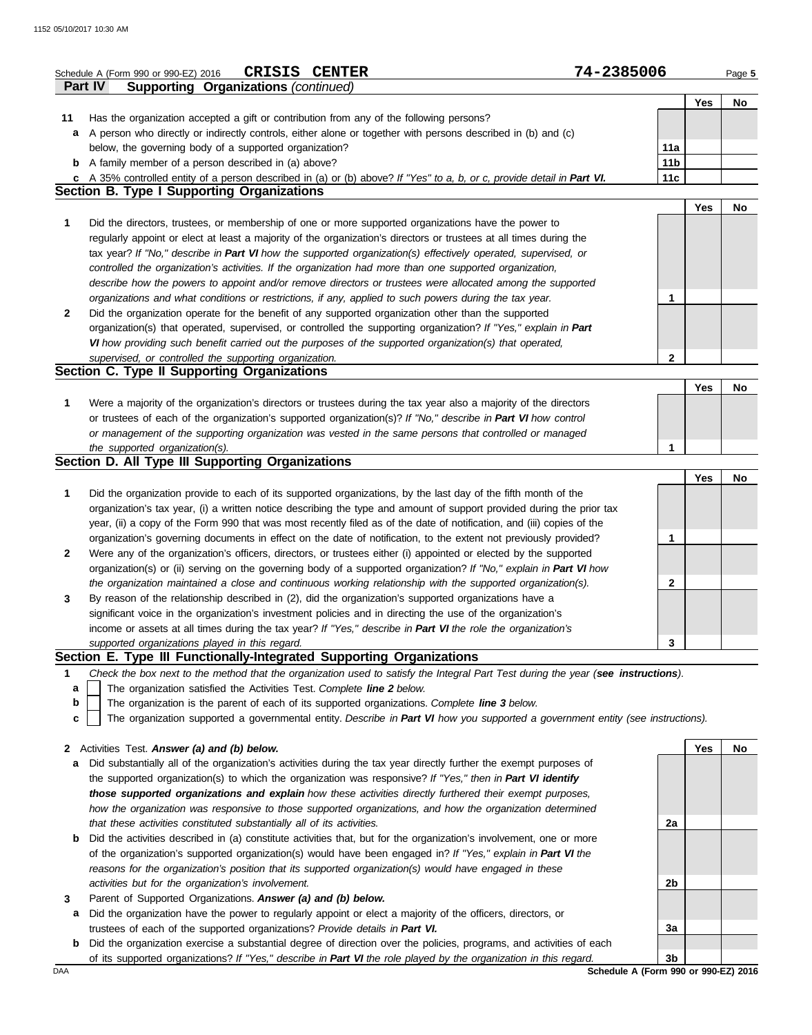Schedule A (Form 990 or 990-EZ) 2016 **CRISIS CENTER** 74-2385006

## Part IV Supporting Organizations *(continued)*

| | | | Yes | No |
|---|---|---|---|---|
| **11** | Has the organization accepted a gift or contribution from any of the following persons? | | | |
| **a** | A person who directly or indirectly controls, either alone or together with persons described in (b) and (c) below, the governing body of a supported organization? | **11a** | | |
| **b** | A family member of a person described in (a) above? | **11b** | | |
| **c** | A 35% controlled entity of a person described in (a) or (b) above? *If "Yes" to a, b, or c, provide detail in **Part VI.*** | **11c** | | |

### Section B. Type I Supporting Organizations

| | | | Yes | No |
|---|---|---|---|---|
| **1** | Did the directors, trustees, or membership of one or more supported organizations have the power to regularly appoint or elect at least a majority of the organization's directors or trustees at all times during the tax year? *If "No," describe in **Part VI** how the supported organization(s) effectively operated, supervised, or controlled the organization's activities. If the organization had more than one supported organization, describe how the powers to appoint and/or remove directors or trustees were allocated among the supported organizations and what conditions or restrictions, if any, applied to such powers during the tax year.* | **1** | | |
| **2** | Did the organization operate for the benefit of any supported organization other than the supported organization(s) that operated, supervised, or controlled the supporting organization? *If "Yes," explain in **Part VI** how providing such benefit carried out the purposes of the supported organization(s) that operated, supervised, or controlled the supporting organization.* | **2** | | |

### Section C. Type II Supporting Organizations

| | | | Yes | No |
|---|---|---|---|---|
| **1** | Were a majority of the organization's directors or trustees during the tax year also a majority of the directors or trustees of each of the organization's supported organization(s)? *If "No," describe in **Part VI** how control or management of the supporting organization was vested in the same persons that controlled or managed the supported organization(s).* | **1** | | |

### Section D. All Type III Supporting Organizations

| | | | Yes | No |
|---|---|---|---|---|
| **1** | Did the organization provide to each of its supported organizations, by the last day of the fifth month of the organization's tax year, (i) a written notice describing the type and amount of support provided during the prior tax year, (ii) a copy of the Form 990 that was most recently filed as of the date of notification, and (iii) copies of the organization's governing documents in effect on the date of notification, to the extent not previously provided? | **1** | | |
| **2** | Were any of the organization's officers, directors, or trustees either (i) appointed or elected by the supported organization(s) or (ii) serving on the governing body of a supported organization? *If "No," explain in **Part VI** how the organization maintained a close and continuous working relationship with the supported organization(s).* | **2** | | |
| **3** | By reason of the relationship described in (2), did the organization's supported organizations have a significant voice in the organization's investment policies and in directing the use of the organization's income or assets at all times during the tax year? *If "Yes," describe in **Part VI** the role the organization's supported organizations played in this regard.* | **3** | | |

### Section E. Type III Functionally-Integrated Supporting Organizations

**1** *Check the box next to the method that the organization used to satisfy the Integral Part Test during the year (**see instructions**).*

- **a** ☐ The organization satisfied the Activities Test. *Complete **line 2** below.*
- **b** ☐ The organization is the parent of each of its supported organizations. *Complete **line 3** below.*
- **c** ☐ The organization supported a governmental entity. *Describe in **Part VI** how you supported a government entity (see instructions).*

| | | | Yes | No |
|---|---|---|---|---|
| **2** | Activities Test. ***Answer (a) and (b) below.*** | | | |
| **a** | Did substantially all of the organization's activities during the tax year directly further the exempt purposes of the supported organization(s) to which the organization was responsive? *If "Yes," then in **Part VI identify those supported organizations and explain** how these activities directly furthered their exempt purposes, how the organization was responsive to those supported organizations, and how the organization determined that these activities constituted substantially all of its activities.* | **2a** | | |
| **b** | Did the activities described in (a) constitute activities that, but for the organization's involvement, one or more of the organization's supported organization(s) would have been engaged in? *If "Yes," explain in **Part VI** the reasons for the organization's position that its supported organization(s) would have engaged in these activities but for the organization's involvement.* | **2b** | | |
| **3** | Parent of Supported Organizations. ***Answer (a) and (b) below.*** | | | |
| **a** | Did the organization have the power to regularly appoint or elect a majority of the officers, directors, or trustees of each of the supported organizations? *Provide details in **Part VI.*** | **3a** | | |
| **b** | Did the organization exercise a substantial degree of direction over the policies, programs, and activities of each of its supported organizations? *If "Yes," describe in **Part VI** the role played by the organization in this regard.* | **3b** | | |

**Schedule A (Form 990 or 990-EZ) 2016**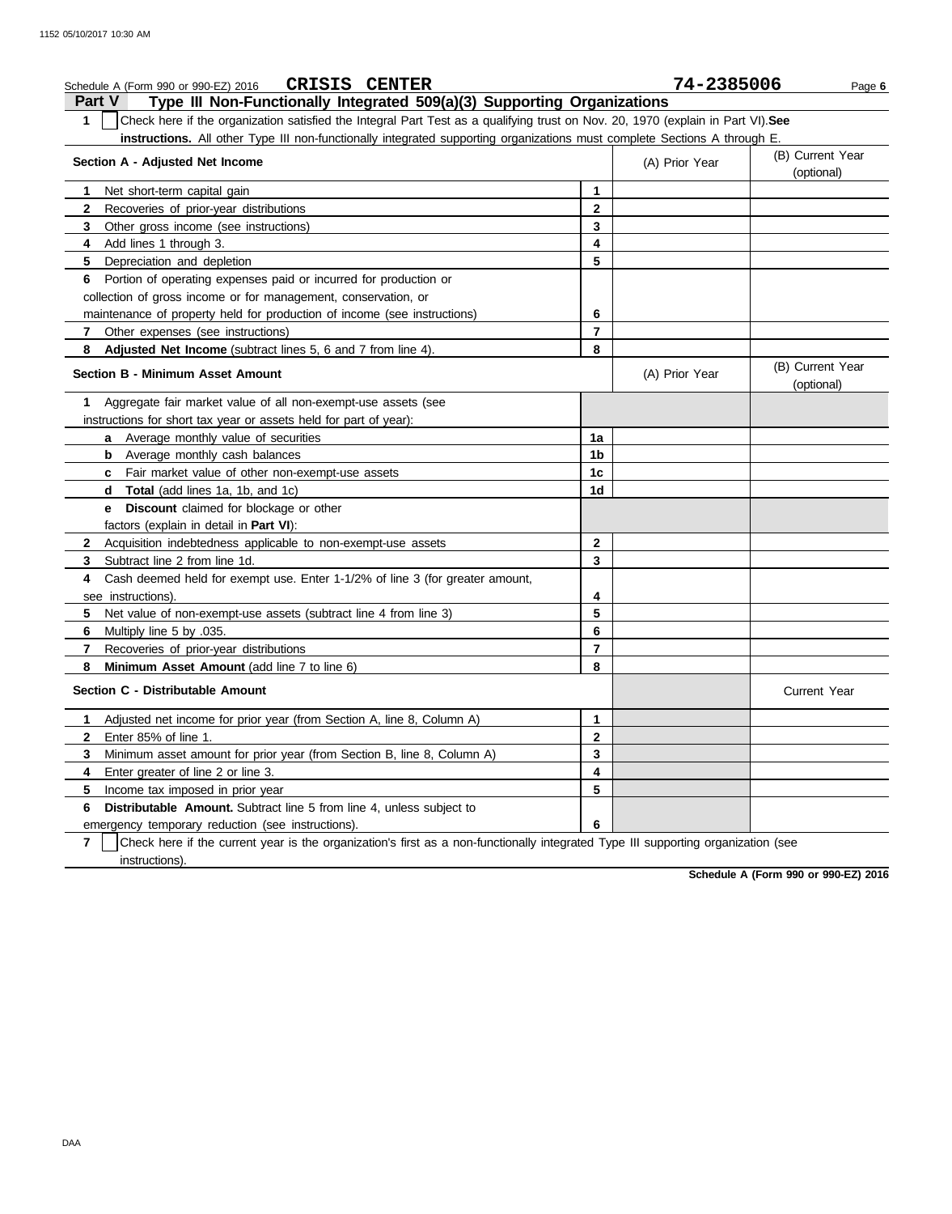Schedule A (Form 990 or 990-EZ) 2016 **CRISIS CENTER** **74-2385006**

## Part V Type III Non-Functionally Integrated 509(a)(3) Supporting Organizations

**1** ☐ Check here if the organization satisfied the Integral Part Test as a qualifying trust on Nov. 20, 1970 (explain in Part VI). **See instructions.** All other Type III non-functionally integrated supporting organizations must complete Sections A through E.

| Section A - Adjusted Net Income | | (A) Prior Year | (B) Current Year (optional) |
|---|---|---|---|
| **1** Net short-term capital gain | 1 | | |
| **2** Recoveries of prior-year distributions | 2 | | |
| **3** Other gross income (see instructions) | 3 | | |
| **4** Add lines 1 through 3. | 4 | | |
| **5** Depreciation and depletion | 5 | | |
| **6** Portion of operating expenses paid or incurred for production or collection of gross income or for management, conservation, or maintenance of property held for production of income (see instructions) | 6 | | |
| **7** Other expenses (see instructions) | 7 | | |
| **8** **Adjusted Net Income** (subtract lines 5, 6 and 7 from line 4). | 8 | | |

| Section B - Minimum Asset Amount | | (A) Prior Year | (B) Current Year (optional) |
|---|---|---|---|
| **1** Aggregate fair market value of all non-exempt-use assets (see instructions for short tax year or assets held for part of year): | | | |
| **a** Average monthly value of securities | 1a | | |
| **b** Average monthly cash balances | 1b | | |
| **c** Fair market value of other non-exempt-use assets | 1c | | |
| **d** **Total** (add lines 1a, 1b, and 1c) | 1d | | |
| **e** **Discount** claimed for blockage or other factors (explain in detail in **Part VI**): | | | |
| **2** Acquisition indebtedness applicable to non-exempt-use assets | 2 | | |
| **3** Subtract line 2 from line 1d. | 3 | | |
| **4** Cash deemed held for exempt use. Enter 1-1/2% of line 3 (for greater amount, see instructions). | 4 | | |
| **5** Net value of non-exempt-use assets (subtract line 4 from line 3) | 5 | | |
| **6** Multiply line 5 by .035. | 6 | | |
| **7** Recoveries of prior-year distributions | 7 | | |
| **8** **Minimum Asset Amount** (add line 7 to line 6) | 8 | | |

| Section C - Distributable Amount | | | Current Year |
|---|---|---|---|
| **1** Adjusted net income for prior year (from Section A, line 8, Column A) | 1 | | |
| **2** Enter 85% of line 1. | 2 | | |
| **3** Minimum asset amount for prior year (from Section B, line 8, Column A) | 3 | | |
| **4** Enter greater of line 2 or line 3. | 4 | | |
| **5** Income tax imposed in prior year | 5 | | |
| **6** **Distributable Amount.** Subtract line 5 from line 4, unless subject to emergency temporary reduction (see instructions). | 6 | | |

**7** ☐ Check here if the current year is the organization's first as a non-functionally integrated Type III supporting organization (see instructions).

**Schedule A (Form 990 or 990-EZ) 2016**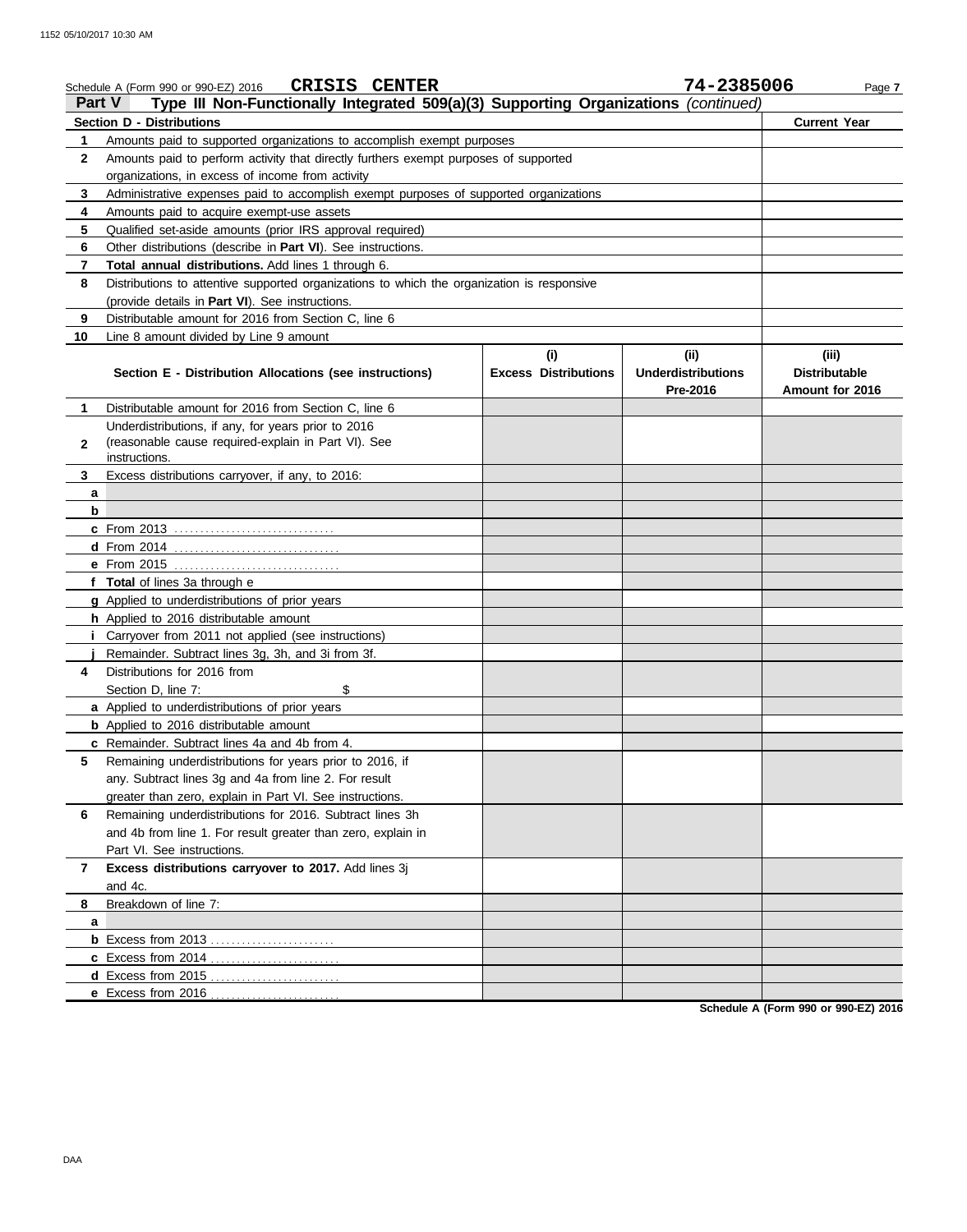Schedule A (Form 990 or 990-EZ) 2016 **CRISIS CENTER** **74-2385006**

## Part V Type III Non-Functionally Integrated 509(a)(3) Supporting Organizations *(continued)*

| **Section D - Distributions** | | **Current Year** |
|---|---|---|
| 1 | Amounts paid to supported organizations to accomplish exempt purposes | |
| 2 | Amounts paid to perform activity that directly furthers exempt purposes of supported organizations, in excess of income from activity | |
| 3 | Administrative expenses paid to accomplish exempt purposes of supported organizations | |
| 4 | Amounts paid to acquire exempt-use assets | |
| 5 | Qualified set-aside amounts (prior IRS approval required) | |
| 6 | Other distributions (describe in **Part VI**). See instructions. | |
| 7 | **Total annual distributions.** Add lines 1 through 6. | |
| 8 | Distributions to attentive supported organizations to which the organization is responsive (provide details in **Part VI**). See instructions. | |
| 9 | Distributable amount for 2016 from Section C, line 6 | |
| 10 | Line 8 amount divided by Line 9 amount | |

| | **Section E - Distribution Allocations (see instructions)** | **(i) Excess Distributions** | **(ii) Underdistributions Pre-2016** | **(iii) Distributable Amount for 2016** |
|---|---|---|---|---|
| 1 | Distributable amount for 2016 from Section C, line 6 | | | |
| 2 | Underdistributions, if any, for years prior to 2016 (reasonable cause required-explain in Part VI). See instructions. | | | |
| 3 | Excess distributions carryover, if any, to 2016: | | | |
| a | | | | |
| b | | | | |
| c | From 2013 | | | |
| d | From 2014 | | | |
| e | From 2015 | | | |
| f | **Total** of lines 3a through e | | | |
| g | Applied to underdistributions of prior years | | | |
| h | Applied to 2016 distributable amount | | | |
| i | Carryover from 2011 not applied (see instructions) | | | |
| j | Remainder. Subtract lines 3g, 3h, and 3i from 3f. | | | |
| 4 | Distributions for 2016 from Section D, line 7: $ | | | |
| a | Applied to underdistributions of prior years | | | |
| b | Applied to 2016 distributable amount | | | |
| c | Remainder. Subtract lines 4a and 4b from 4. | | | |
| 5 | Remaining underdistributions for years prior to 2016, if any. Subtract lines 3g and 4a from line 2. For result greater than zero, explain in Part VI. See instructions. | | | |
| 6 | Remaining underdistributions for 2016. Subtract lines 3h and 4b from line 1. For result greater than zero, explain in Part VI. See instructions. | | | |
| 7 | **Excess distributions carryover to 2017.** Add lines 3j and 4c. | | | |
| 8 | Breakdown of line 7: | | | |
| a | | | | |
| b | Excess from 2013 | | | |
| c | Excess from 2014 | | | |
| d | Excess from 2015 | | | |
| e | Excess from 2016 | | | |

**Schedule A (Form 990 or 990-EZ) 2016**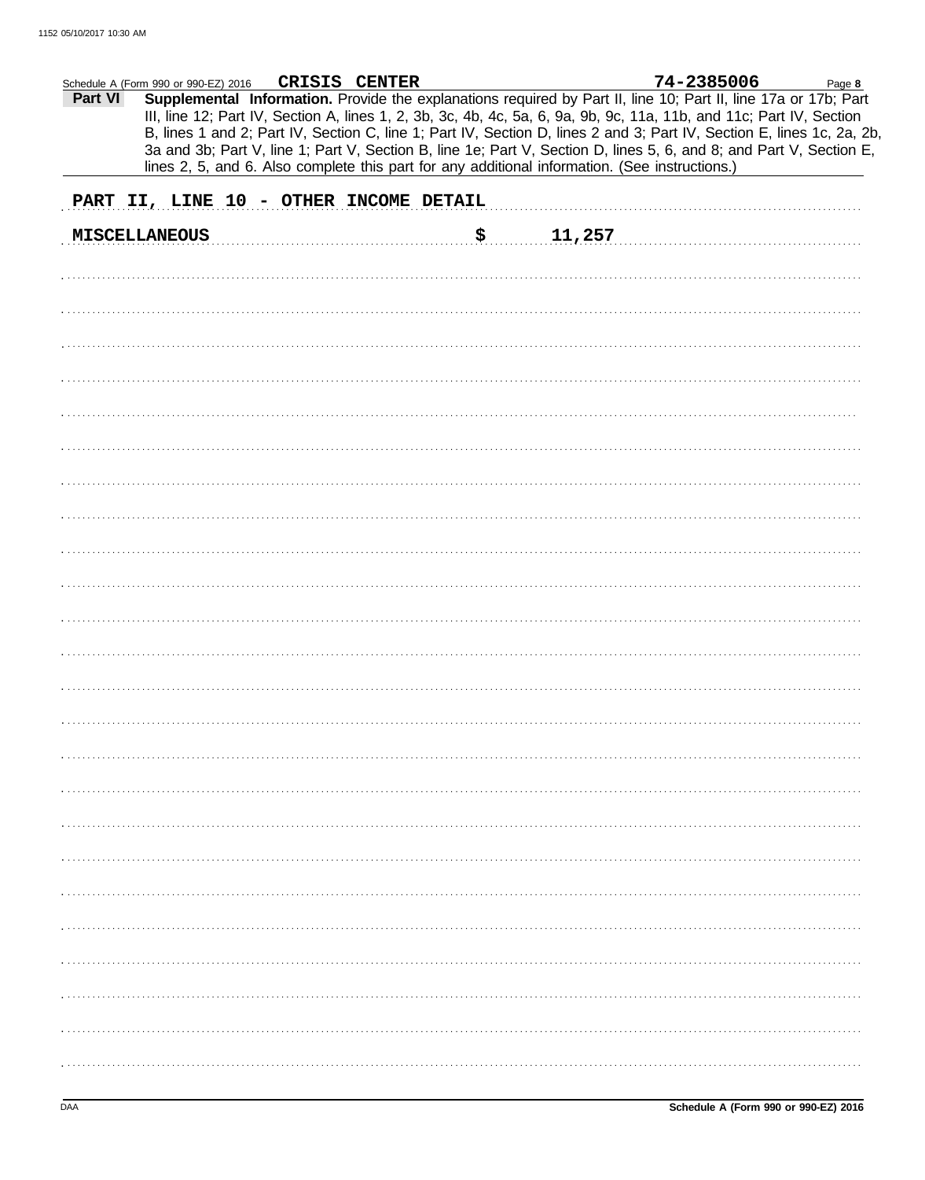Schedule A (Form 990 or 990-EZ) 2016 CRISIS CENTER 74-2385006 Page 8

**Part VI** **Supplemental Information.** Provide the explanations required by Part II, line 10; Part II, line 17a or 17b; Part III, line 12; Part IV, Section A, lines 1, 2, 3b, 3c, 4b, 4c, 5a, 6, 9a, 9b, 9c, 11a, 11b, and 11c; Part IV, Section B, lines 1 and 2; Part IV, Section C, line 1; Part IV, Section D, lines 2 and 3; Part IV, Section E, lines 1c, 2a, 2b, 3a and 3b; Part V, line 1; Part V, Section B, line 1e; Part V, Section D, lines 5, 6, and 8; and Part V, Section E, lines 2, 5, and 6. Also complete this part for any additional information. (See instructions.)

PART II, LINE 10 - OTHER INCOME DETAIL

MISCELLANEOUS $ 11,257

DAA **Schedule A (Form 990 or 990-EZ) 2016**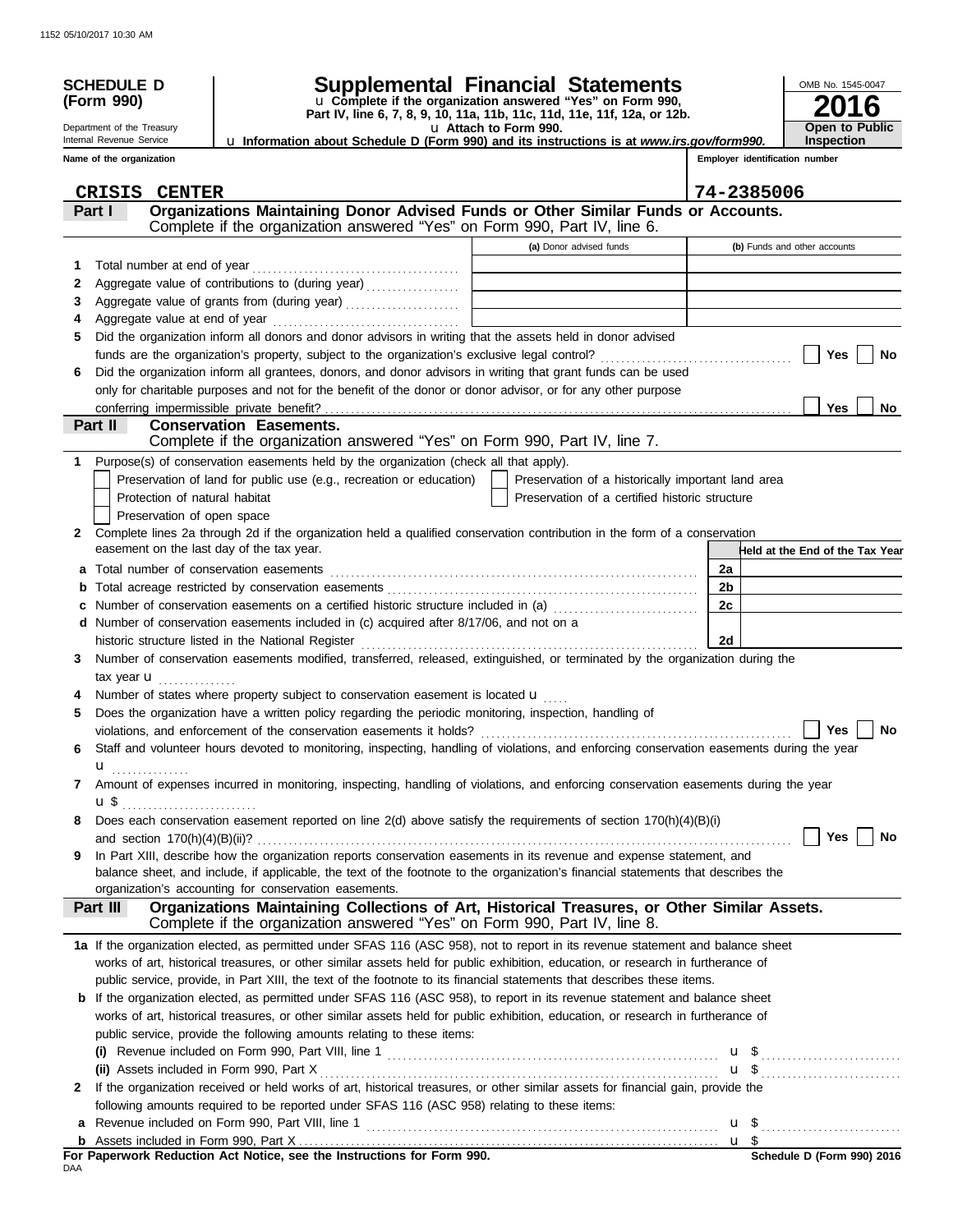1152 05/10/2017 10:30 AM

**SCHEDULE D (Form 990)**

Department of the Treasury
Internal Revenue Service

# Supplemental Financial Statements

u **Complete if the organization answered "Yes" on Form 990, Part IV, line 6, 7, 8, 9, 10, 11a, 11b, 11c, 11d, 11e, 11f, 12a, or 12b.**

u **Attach to Form 990.**

u **Information about Schedule D (Form 990) and its instructions is at *www.irs.gov/form990*.**

OMB No. 1545-0047

**2016**

**Open to Public Inspection**

**Name of the organization**: CRISIS CENTER

**Employer identification number**: 74-2385006

## Part I — Organizations Maintaining Donor Advised Funds or Other Similar Funds or Accounts.

Complete if the organization answered "Yes" on Form 990, Part IV, line 6.

| | | (a) Donor advised funds | (b) Funds and other accounts |
|---|---|---|---|
| 1 | Total number at end of year | | |
| 2 | Aggregate value of contributions to (during year) | | |
| 3 | Aggregate value of grants from (during year) | | |
| 4 | Aggregate value at end of year | | |

5 Did the organization inform all donors and donor advisors in writing that the assets held in donor advised funds are the organization's property, subject to the organization's exclusive legal control? ☐ Yes ☐ No

6 Did the organization inform all grantees, donors, and donor advisors in writing that grant funds can be used only for charitable purposes and not for the benefit of the donor or donor advisor, or for any other purpose conferring impermissible private benefit? ☐ Yes ☐ No

## Part II — Conservation Easements.

Complete if the organization answered "Yes" on Form 990, Part IV, line 7.

1 Purpose(s) of conservation easements held by the organization (check all that apply).

- ☐ Preservation of land for public use (e.g., recreation or education)
- ☐ Preservation of a historically important land area
- ☐ Protection of natural habitat
- ☐ Preservation of a certified historic structure
- ☐ Preservation of open space

2 Complete lines 2a through 2d if the organization held a qualified conservation contribution in the form of a conservation easement on the last day of the tax year.

| | | | Held at the End of the Tax Year |
|---|---|---|---|
| a | Total number of conservation easements | 2a | |
| b | Total acreage restricted by conservation easements | 2b | |
| c | Number of conservation easements on a certified historic structure included in (a) | 2c | |
| d | Number of conservation easements included in (c) acquired after 8/17/06, and not on a historic structure listed in the National Register | 2d | |

3 Number of conservation easements modified, transferred, released, extinguished, or terminated by the organization during the tax year u

4 Number of states where property subject to conservation easement is located u

5 Does the organization have a written policy regarding the periodic monitoring, inspection, handling of violations, and enforcement of the conservation easements it holds? ☐ Yes ☐ No

6 Staff and volunteer hours devoted to monitoring, inspecting, handling of violations, and enforcing conservation easements during the year u

7 Amount of expenses incurred in monitoring, inspecting, handling of violations, and enforcing conservation easements during the year u $

8 Does each conservation easement reported on line 2(d) above satisfy the requirements of section 170(h)(4)(B)(i) and section 170(h)(4)(B)(ii)? ☐ Yes ☐ No

9 In Part XIII, describe how the organization reports conservation easements in its revenue and expense statement, and balance sheet, and include, if applicable, the text of the footnote to the organization's financial statements that describes the organization's accounting for conservation easements.

## Part III — Organizations Maintaining Collections of Art, Historical Treasures, or Other Similar Assets.

Complete if the organization answered "Yes" on Form 990, Part IV, line 8.

**1a** If the organization elected, as permitted under SFAS 116 (ASC 958), not to report in its revenue statement and balance sheet works of art, historical treasures, or other similar assets held for public exhibition, education, or research in furtherance of public service, provide, in Part XIII, the text of the footnote to its financial statements that describes these items.

**b** If the organization elected, as permitted under SFAS 116 (ASC 958), to report in its revenue statement and balance sheet works of art, historical treasures, or other similar assets held for public exhibition, education, or research in furtherance of public service, provide the following amounts relating to these items:

**(i)** Revenue included on Form 990, Part VIII, line 1 u $

**(ii)** Assets included in Form 990, Part X u $

**2** If the organization received or held works of art, historical treasures, or other similar assets for financial gain, provide the following amounts required to be reported under SFAS 116 (ASC 958) relating to these items:

**a** Revenue included on Form 990, Part VIII, line 1 u $

**b** Assets included in Form 990, Part X u $

**For Paperwork Reduction Act Notice, see the Instructions for Form 990.**

DAA

**Schedule D (Form 990) 2016**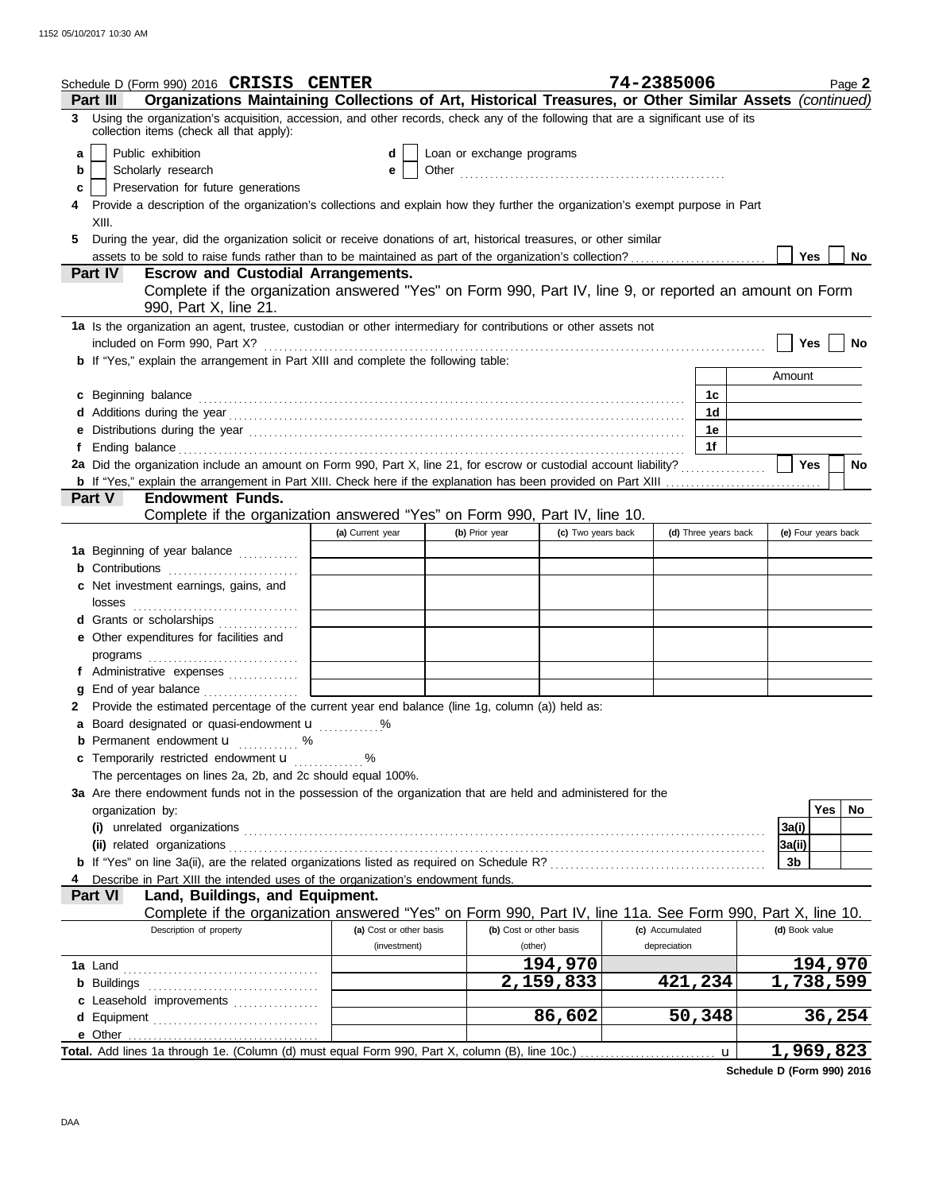Schedule D (Form 990) 2016 **CRISIS CENTER** **74-2385006** Page **2**

**Part III** **Organizations Maintaining Collections of Art, Historical Treasures, or Other Similar Assets** *(continued)*

**3** Using the organization's acquisition, accession, and other records, check any of the following that are a significant use of its collection items (check all that apply):

- **a** ☐ Public exhibition
- **b** ☐ Scholarly research
- **c** ☐ Preservation for future generations
- **d** ☐ Loan or exchange programs
- **e** ☐ Other ....................

**4** Provide a description of the organization's collections and explain how they further the organization's exempt purpose in Part XIII.

**5** During the year, did the organization solicit or receive donations of art, historical treasures, or other similar assets to be sold to raise funds rather than to be maintained as part of the organization's collection? ☐ **Yes** ☐ **No**

**Part IV** **Escrow and Custodial Arrangements.**

Complete if the organization answered "Yes" on Form 990, Part IV, line 9, or reported an amount on Form 990, Part X, line 21.

**1a** Is the organization an agent, trustee, custodian or other intermediary for contributions or other assets not included on Form 990, Part X? ☐ **Yes** ☐ **No**

**b** If "Yes," explain the arrangement in Part XIII and complete the following table:

| | | Amount |
|---|---|---|
| **c** Beginning balance | **1c** | |
| **d** Additions during the year | **1d** | |
| **e** Distributions during the year | **1e** | |
| **f** Ending balance | **1f** | |

**2a** Did the organization include an amount on Form 990, Part X, line 21, for escrow or custodial account liability? ☐ **Yes** ☐ **No**

**b** If "Yes," explain the arrangement in Part XIII. Check here if the explanation has been provided on Part XIII ☐

**Part V** **Endowment Funds.**

Complete if the organization answered "Yes" on Form 990, Part IV, line 10.

| | (a) Current year | (b) Prior year | (c) Two years back | (d) Three years back | (e) Four years back |
|---|---|---|---|---|---|
| **1a** Beginning of year balance | | | | | |
| **b** Contributions | | | | | |
| **c** Net investment earnings, gains, and losses | | | | | |
| **d** Grants or scholarships | | | | | |
| **e** Other expenditures for facilities and programs | | | | | |
| **f** Administrative expenses | | | | | |
| **g** End of year balance | | | | | |

**2** Provide the estimated percentage of the current year end balance (line 1g, column (a)) held as:

**a** Board designated or quasi-endowment u ..........%

**b** Permanent endowment u .......... %

**c** Temporarily restricted endowment u .......... %

The percentages on lines 2a, 2b, and 2c should equal 100%.

**3a** Are there endowment funds not in the possession of the organization that are held and administered for the organization by:

| | | Yes | No |
|---|---|---|---|
| **(i)** unrelated organizations | **3a(i)** | | |
| **(ii)** related organizations | **3a(ii)** | | |
| **b** If "Yes" on line 3a(ii), are the related organizations listed as required on Schedule R? | **3b** | | |

**4** Describe in Part XIII the intended uses of the organization's endowment funds.

**Part VI** **Land, Buildings, and Equipment.**

Complete if the organization answered "Yes" on Form 990, Part IV, line 11a. See Form 990, Part X, line 10.

| Description of property | (a) Cost or other basis (investment) | (b) Cost or other basis (other) | (c) Accumulated depreciation | (d) Book value |
|---|---|---|---|---|
| **1a** Land | | 194,970 | | 194,970 |
| **b** Buildings | | 2,159,833 | 421,234 | 1,738,599 |
| **c** Leasehold improvements | | | | |
| **d** Equipment | | 86,602 | 50,348 | 36,254 |
| **e** Other | | | | |
| **Total.** Add lines 1a through 1e. (Column (d) must equal Form 990, Part X, column (B), line 10c.) u | | | | 1,969,823 |

**Schedule D (Form 990) 2016**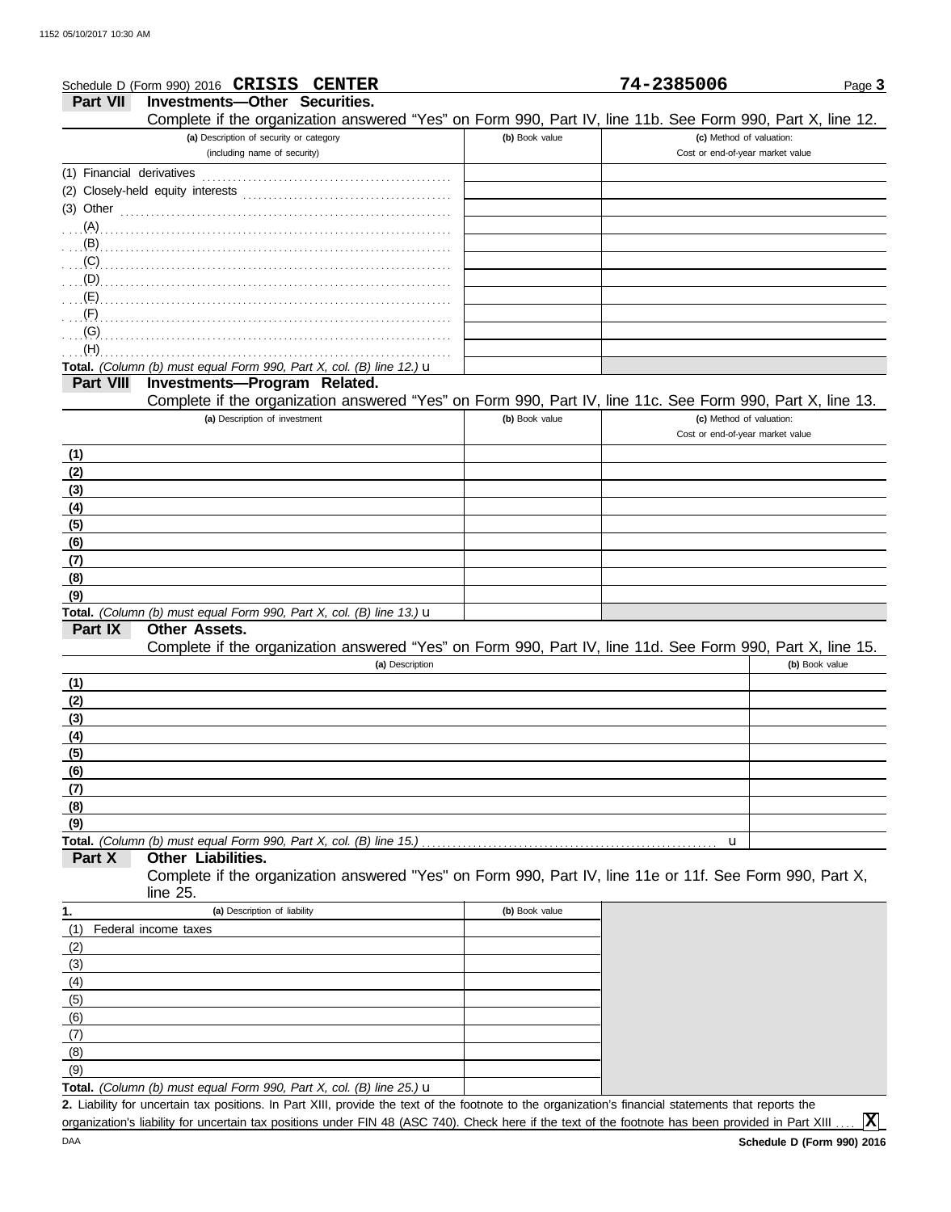1152 05/10/2017 10:30 AM

Schedule D (Form 990) 2016 **CRISIS CENTER** **74-2385006** Page **3**

**Part VII** **Investments—Other Securities.**

Complete if the organization answered "Yes" on Form 990, Part IV, line 11b. See Form 990, Part X, line 12.

| (a) Description of security or category (including name of security) | (b) Book value | (c) Method of valuation: Cost or end-of-year market value |
|---|---|---|
| (1) Financial derivatives | | |
| (2) Closely-held equity interests | | |
| (3) Other | | |
| (A) | | |
| (B) | | |
| (C) | | |
| (D) | | |
| (E) | | |
| (F) | | |
| (G) | | |
| (H) | | |
| **Total.** *(Column (b) must equal Form 990, Part X, col. (B) line 12.)* u | | |

**Part VIII** **Investments—Program Related.**

Complete if the organization answered "Yes" on Form 990, Part IV, line 11c. See Form 990, Part X, line 13.

| (a) Description of investment | (b) Book value | (c) Method of valuation: Cost or end-of-year market value |
|---|---|---|
| (1) | | |
| (2) | | |
| (3) | | |
| (4) | | |
| (5) | | |
| (6) | | |
| (7) | | |
| (8) | | |
| (9) | | |
| **Total.** *(Column (b) must equal Form 990, Part X, col. (B) line 13.)* u | | |

**Part IX** **Other Assets.**

Complete if the organization answered "Yes" on Form 990, Part IV, line 11d. See Form 990, Part X, line 15.

| (a) Description | (b) Book value |
|---|---|
| (1) | |
| (2) | |
| (3) | |
| (4) | |
| (5) | |
| (6) | |
| (7) | |
| (8) | |
| (9) | |
| **Total.** *(Column (b) must equal Form 990, Part X, col. (B) line 15.)* u | |

**Part X** **Other Liabilities.**

Complete if the organization answered "Yes" on Form 990, Part IV, line 11e or 11f. See Form 990, Part X, line 25.

| 1. (a) Description of liability | (b) Book value |
|---|---|
| (1) Federal income taxes | |
| (2) | |
| (3) | |
| (4) | |
| (5) | |
| (6) | |
| (7) | |
| (8) | |
| (9) | |
| **Total.** *(Column (b) must equal Form 990, Part X, col. (B) line 25.)* u | |

**2.** Liability for uncertain tax positions. In Part XIII, provide the text of the footnote to the organization's financial statements that reports the organization's liability for uncertain tax positions under FIN 48 (ASC 740). Check here if the text of the footnote has been provided in Part XIII .... **X**

DAA **Schedule D (Form 990) 2016**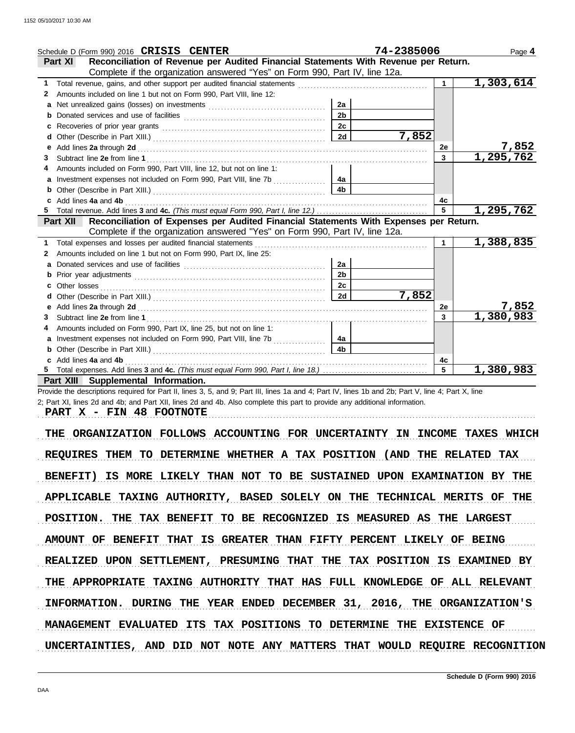Schedule D (Form 990) 2016 **CRISIS CENTER** **74-2385006** Page **4**

## Part XI Reconciliation of Revenue per Audited Financial Statements With Revenue per Return.

Complete if the organization answered "Yes" on Form 990, Part IV, line 12a.

| | | | | | |
|---|---|---|---|---|---|
| **1** | Total revenue, gains, and other support per audited financial statements | | | 1 | 1,303,614 |
| **2** | Amounts included on line 1 but not on Form 990, Part VIII, line 12: | | | | |
| **a** | Net unrealized gains (losses) on investments | 2a | | | |
| **b** | Donated services and use of facilities | 2b | | | |
| **c** | Recoveries of prior year grants | 2c | | | |
| **d** | Other (Describe in Part XIII.) | 2d | 7,852 | | |
| **e** | Add lines **2a** through **2d** | | | 2e | 7,852 |
| **3** | Subtract line **2e** from line **1** | | | 3 | 1,295,762 |
| **4** | Amounts included on Form 990, Part VIII, line 12, but not on line 1: | | | | |
| **a** | Investment expenses not included on Form 990, Part VIII, line 7b | 4a | | | |
| **b** | Other (Describe in Part XIII.) | 4b | | | |
| **c** | Add lines **4a** and **4b** | | | 4c | |
| **5** | Total revenue. Add lines **3** and **4c.** *(This must equal Form 990, Part I, line 12.)* | | | 5 | 1,295,762 |

## Part XII Reconciliation of Expenses per Audited Financial Statements With Expenses per Return.

Complete if the organization answered "Yes" on Form 990, Part IV, line 12a.

| | | | | | |
|---|---|---|---|---|---|
| **1** | Total expenses and losses per audited financial statements | | | 1 | 1,388,835 |
| **2** | Amounts included on line 1 but not on Form 990, Part IX, line 25: | | | | |
| **a** | Donated services and use of facilities | 2a | | | |
| **b** | Prior year adjustments | 2b | | | |
| **c** | Other losses | 2c | | | |
| **d** | Other (Describe in Part XIII.) | 2d | 7,852 | | |
| **e** | Add lines **2a** through **2d** | | | 2e | 7,852 |
| **3** | Subtract line **2e** from line **1** | | | 3 | 1,380,983 |
| **4** | Amounts included on Form 990, Part IX, line 25, but not on line 1: | | | | |
| **a** | Investment expenses not included on Form 990, Part VIII, line 7b | 4a | | | |
| **b** | Other (Describe in Part XIII.) | 4b | | | |
| **c** | Add lines **4a** and **4b** | | | 4c | |
| **5** | Total expenses. Add lines **3** and **4c.** *(This must equal Form 990, Part I, line 18.)* | | | 5 | 1,380,983 |

## Part XIII Supplemental Information.

Provide the descriptions required for Part II, lines 3, 5, and 9; Part III, lines 1a and 4; Part IV, lines 1b and 2b; Part V, line 4; Part X, line 2; Part XI, lines 2d and 4b; and Part XII, lines 2d and 4b. Also complete this part to provide any additional information.

PART X - FIN 48 FOOTNOTE

THE ORGANIZATION FOLLOWS ACCOUNTING FOR UNCERTAINTY IN INCOME TAXES WHICH REQUIRES THEM TO DETERMINE WHETHER A TAX POSITION (AND THE RELATED TAX BENEFIT) IS MORE LIKELY THAN NOT TO BE SUSTAINED UPON EXAMINATION BY THE APPLICABLE TAXING AUTHORITY, BASED SOLELY ON THE TECHNICAL MERITS OF THE POSITION. THE TAX BENEFIT TO BE RECOGNIZED IS MEASURED AS THE LARGEST AMOUNT OF BENEFIT THAT IS GREATER THAN FIFTY PERCENT LIKELY OF BEING REALIZED UPON SETTLEMENT, PRESUMING THAT THE TAX POSITION IS EXAMINED BY THE APPROPRIATE TAXING AUTHORITY THAT HAS FULL KNOWLEDGE OF ALL RELEVANT INFORMATION. DURING THE YEAR ENDED DECEMBER 31, 2016, THE ORGANIZATION'S MANAGEMENT EVALUATED ITS TAX POSITIONS TO DETERMINE THE EXISTENCE OF UNCERTAINTIES, AND DID NOT NOTE ANY MATTERS THAT WOULD REQUIRE RECOGNITION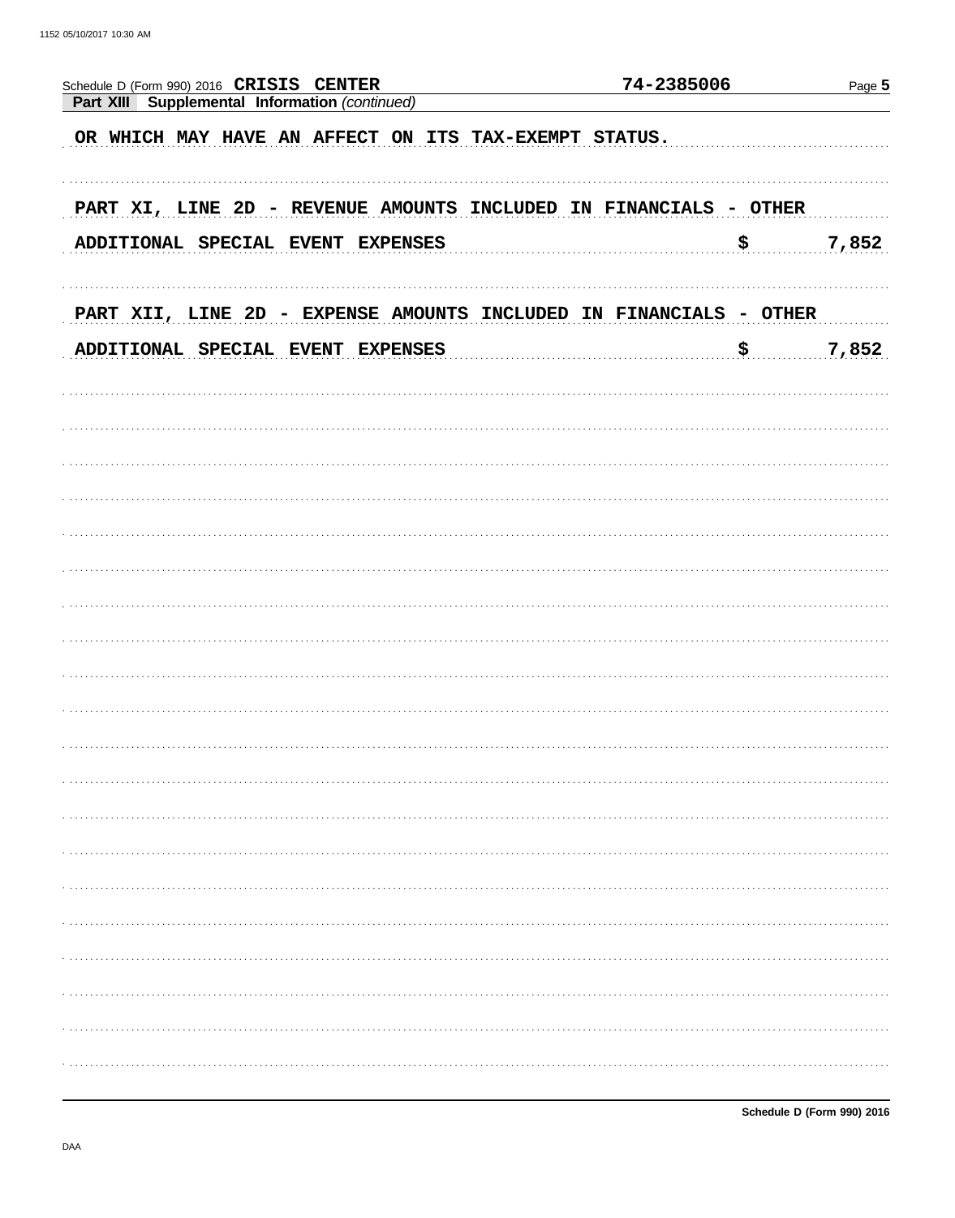Schedule D (Form 990) 2016 **CRISIS CENTER** 74-2385006

**Part XIII Supplemental Information** *(continued)*

OR WHICH MAY HAVE AN AFFECT ON ITS TAX-EXEMPT STATUS.

PART XI, LINE 2D - REVENUE AMOUNTS INCLUDED IN FINANCIALS - OTHER

ADDITIONAL SPECIAL EVENT EXPENSES $ 7,852

PART XII, LINE 2D - EXPENSE AMOUNTS INCLUDED IN FINANCIALS - OTHER

ADDITIONAL SPECIAL EVENT EXPENSES $ 7,852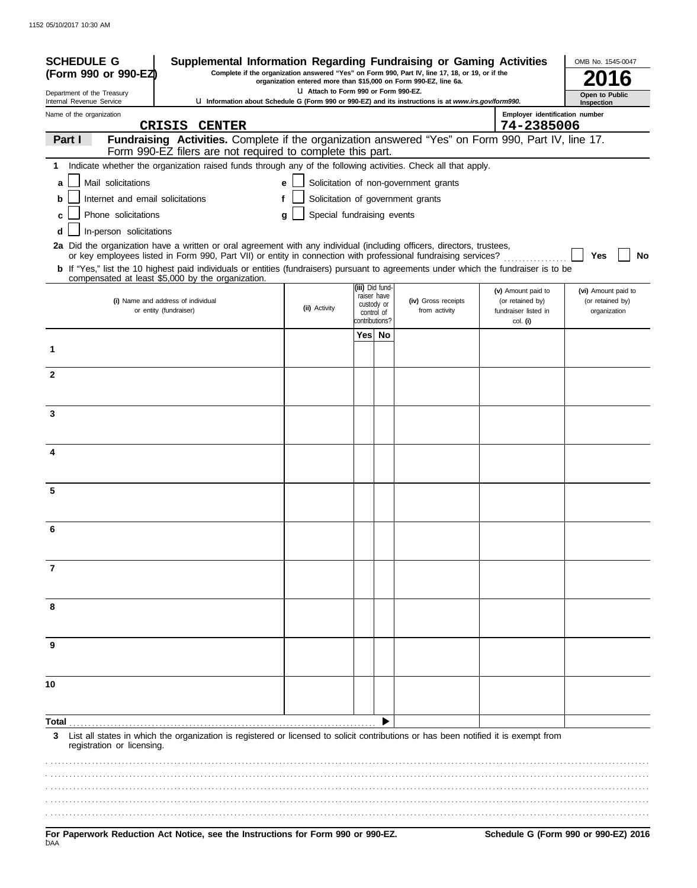**SCHEDULE G (Form 990 or 990-EZ)**

Department of the Treasury
Internal Revenue Service

# Supplemental Information Regarding Fundraising or Gaming Activities

**Complete if the organization answered "Yes" on Form 990, Part IV, line 17, 18, or 19, or if the organization entered more than $15,000 on Form 990-EZ, line 6a.**

**▶ Attach to Form 990 or Form 990-EZ.**

**▶ Information about Schedule G (Form 990 or 990-EZ) and its instructions is at *www.irs.gov/form990.***

OMB No. 1545-0047

**2016**

**Open to Public Inspection**

Name of the organization: CRISIS CENTER

Employer identification number: 74-2385006

## Part I Fundraising Activities. 

Complete if the organization answered "Yes" on Form 990, Part IV, line 17. Form 990-EZ filers are not required to complete this part.

1 Indicate whether the organization raised funds through any of the following activities. Check all that apply.

- a ☐ Mail solicitations
- b ☐ Internet and email solicitations
- c ☐ Phone solicitations
- d ☐ In-person solicitations
- e ☐ Solicitation of non-government grants
- f ☐ Solicitation of government grants
- g ☐ Special fundraising events

**2a** Did the organization have a written or oral agreement with any individual (including officers, directors, trustees, or key employees listed in Form 990, Part VII) or entity in connection with professional fundraising services? ☐ Yes ☐ No

**b** If "Yes," list the 10 highest paid individuals or entities (fundraisers) pursuant to agreements under which the fundraiser is to be compensated at least $5,000 by the organization.

| | (i) Name and address of individual or entity (fundraiser) | (ii) Activity | (iii) Did fund-raiser have custody or control of contributions? Yes | No | (iv) Gross receipts from activity | (v) Amount paid to (or retained by) fundraiser listed in col. (i) | (vi) Amount paid to (or retained by) organization |
|---|---|---|---|---|---|---|---|
| 1 | | | | | | | |
| 2 | | | | | | | |
| 3 | | | | | | | |
| 4 | | | | | | | |
| 5 | | | | | | | |
| 6 | | | | | | | |
| 7 | | | | | | | |
| 8 | | | | | | | |
| 9 | | | | | | | |
| 10 | | | | | | | |
| Total | | | | ▶ | | | |

**3** List all states in which the organization is registered or licensed to solicit contributions or has been notified it is exempt from registration or licensing.

**For Paperwork Reduction Act Notice, see the Instructions for Form 990 or 990-EZ.** **Schedule G (Form 990 or 990-EZ) 2016**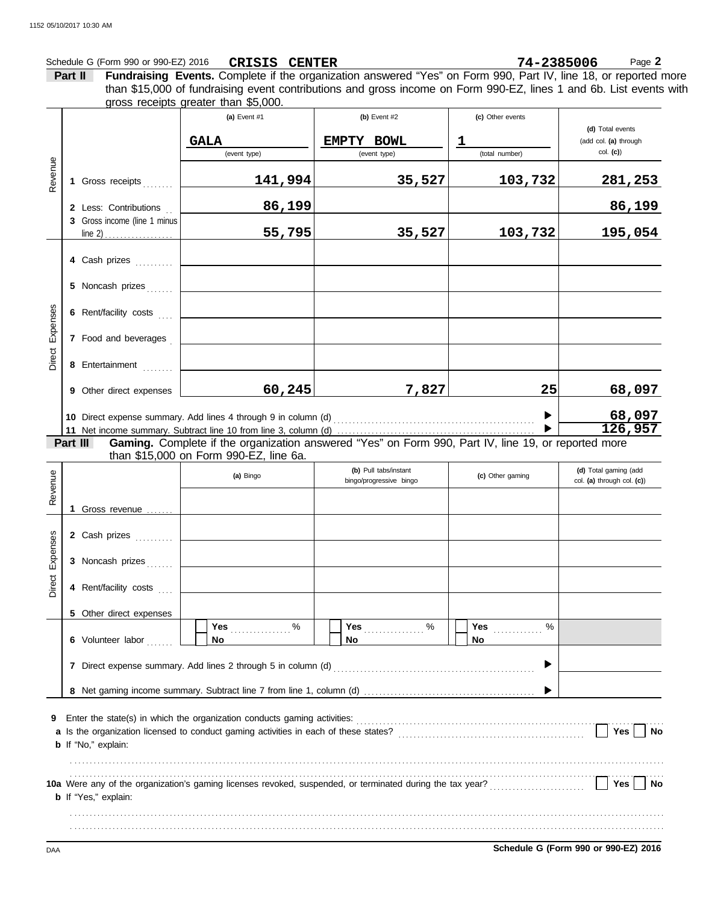Schedule G (Form 990 or 990-EZ) 2016 **CRISIS CENTER** **74-2385006** Page **2**

**Part II** **Fundraising Events.** Complete if the organization answered "Yes" on Form 990, Part IV, line 18, or reported more than $15,000 of fundraising event contributions and gross income on Form 990-EZ, lines 1 and 6b. List events with gross receipts greater than $5,000.

| | | (a) Event #1 | (b) Event #2 | (c) Other events | (d) Total events (add col. (a) through col. (c)) |
|---|---|---|---|---|---|
| | | GALA (event type) | EMPTY BOWL (event type) | 1 (total number) | |
| Revenue | 1 Gross receipts | 141,994 | 35,527 | 103,732 | 281,253 |
| | 2 Less: Contributions | 86,199 | | | 86,199 |
| | 3 Gross income (line 1 minus line 2) | 55,795 | 35,527 | 103,732 | 195,054 |
| Direct Expenses | 4 Cash prizes | | | | |
| | 5 Noncash prizes | | | | |
| | 6 Rent/facility costs | | | | |
| | 7 Food and beverages | | | | |
| | 8 Entertainment | | | | |
| | 9 Other direct expenses | 60,245 | 7,827 | 25 | 68,097 |
| | 10 Direct expense summary. Add lines 4 through 9 in column (d) | | | ▶ | 68,097 |
| | 11 Net income summary. Subtract line 10 from line 3, column (d) | | | ▶ | 126,957 |

**Part III** **Gaming.** Complete if the organization answered "Yes" on Form 990, Part IV, line 19, or reported more than $15,000 on Form 990-EZ, line 6a.

| | | (a) Bingo | (b) Pull tabs/instant bingo/progressive bingo | (c) Other gaming | (d) Total gaming (add col. (a) through col. (c)) |
|---|---|---|---|---|---|
| Revenue | 1 Gross revenue | | | | |
| Direct Expenses | 2 Cash prizes | | | | |
| | 3 Noncash prizes | | | | |
| | 4 Rent/facility costs | | | | |
| | 5 Other direct expenses | | | | |
| | 6 Volunteer labor | Yes ____ % / No | Yes ____ % / No | Yes ____ % / No | |
| | 7 Direct expense summary. Add lines 2 through 5 in column (d) | | | ▶ | |
| | 8 Net gaming income summary. Subtract line 7 from line 1, column (d) | | | ▶ | |

**9** Enter the state(s) in which the organization conducts gaming activities: ..................

**a** Is the organization licensed to conduct gaming activities in each of these states? ☐ Yes ☐ No

**b** If "No," explain:

..................

**10a** Were any of the organization's gaming licenses revoked, suspended, or terminated during the tax year? ☐ Yes ☐ No

**b** If "Yes," explain:

..................

DAA **Schedule G (Form 990 or 990-EZ) 2016**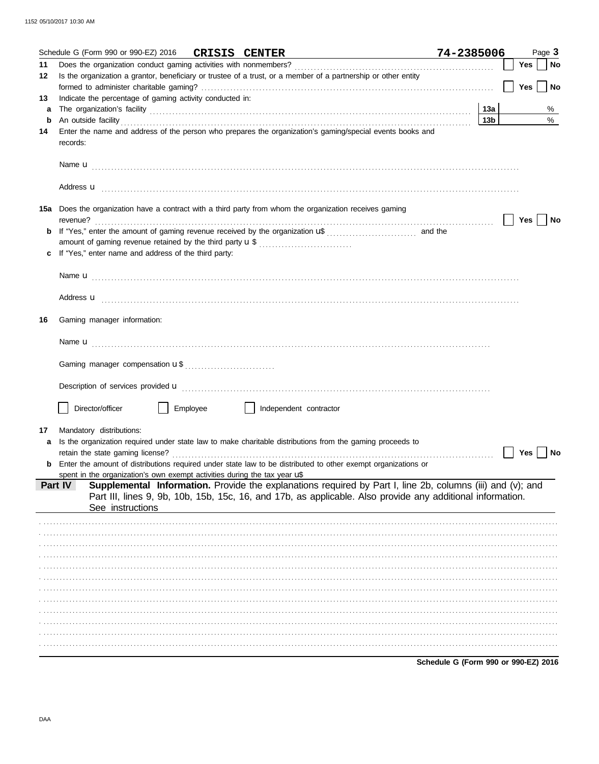Schedule G (Form 990 or 990-EZ) 2016 **CRISIS CENTER** **74-2385006**

**11** Does the organization conduct gaming activities with nonmembers? ☐ Yes ☐ No

**12** Is the organization a grantor, beneficiary or trustee of a trust, or a member of a partnership or other entity formed to administer charitable gaming? ☐ Yes ☐ No

**13** Indicate the percentage of gaming activity conducted in:

**a** The organization's facility ..... **13a** %

**b** An outside facility ..... **13b** %

**14** Enter the name and address of the person who prepares the organization's gaming/special events books and records:

Name u

Address u

**15a** Does the organization have a contract with a third party from whom the organization receives gaming revenue? ☐ Yes ☐ No

**b** If "Yes," enter the amount of gaming revenue received by the organization u$ ........ and the amount of gaming revenue retained by the third party u $ ........

**c** If "Yes," enter name and address of the third party:

Name u

Address u

**16** Gaming manager information:

Name u

Gaming manager compensation u $ ........

Description of services provided u

☐ Director/officer ☐ Employee ☐ Independent contractor

**17** Mandatory distributions:

**a** Is the organization required under state law to make charitable distributions from the gaming proceeds to retain the state gaming license? ☐ Yes ☐ No

**b** Enter the amount of distributions required under state law to be distributed to other exempt organizations or spent in the organization's own exempt activities during the tax year u$

**Part IV** **Supplemental Information.** Provide the explanations required by Part I, line 2b, columns (iii) and (v); and Part III, lines 9, 9b, 10b, 15b, 15c, 16, and 17b, as applicable. Also provide any additional information. See instructions

**Schedule G (Form 990 or 990-EZ) 2016**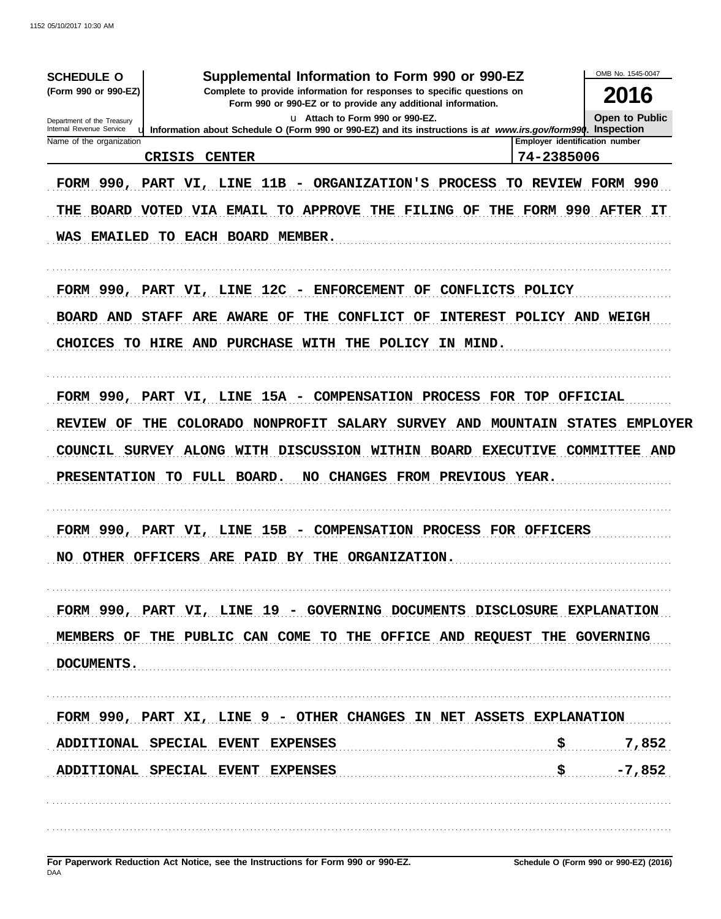**SCHEDULE O**
**(Form 990 or 990-EZ)**

Department of the Treasury
Internal Revenue Service

# Supplemental Information to Form 990 or 990-EZ

**Complete to provide information for responses to specific questions on Form 990 or 990-EZ or to provide any additional information.**

u Attach to Form 990 or 990-EZ.

u Information about Schedule O (Form 990 or 990-EZ) and its instructions is at *www.irs.gov/form990*.

OMB No. 1545-0047

**2016**

**Open to Public Inspection**

| Name of the organization | Employer identification number |
|---|---|
| CRISIS CENTER | 74-2385006 |

FORM 990, PART VI, LINE 11B - ORGANIZATION'S PROCESS TO REVIEW FORM 990

THE BOARD VOTED VIA EMAIL TO APPROVE THE FILING OF THE FORM 990 AFTER IT WAS EMAILED TO EACH BOARD MEMBER.

FORM 990, PART VI, LINE 12C - ENFORCEMENT OF CONFLICTS POLICY

BOARD AND STAFF ARE AWARE OF THE CONFLICT OF INTEREST POLICY AND WEIGH CHOICES TO HIRE AND PURCHASE WITH THE POLICY IN MIND.

FORM 990, PART VI, LINE 15A - COMPENSATION PROCESS FOR TOP OFFICIAL

REVIEW OF THE COLORADO NONPROFIT SALARY SURVEY AND MOUNTAIN STATES EMPLOYER COUNCIL SURVEY ALONG WITH DISCUSSION WITHIN BOARD EXECUTIVE COMMITTEE AND PRESENTATION TO FULL BOARD. NO CHANGES FROM PREVIOUS YEAR.

FORM 990, PART VI, LINE 15B - COMPENSATION PROCESS FOR OFFICERS

NO OTHER OFFICERS ARE PAID BY THE ORGANIZATION.

FORM 990, PART VI, LINE 19 - GOVERNING DOCUMENTS DISCLOSURE EXPLANATION

MEMBERS OF THE PUBLIC CAN COME TO THE OFFICE AND REQUEST THE GOVERNING DOCUMENTS.

FORM 990, PART XI, LINE 9 - OTHER CHANGES IN NET ASSETS EXPLANATION

| | |
|---|---|
| ADDITIONAL SPECIAL EVENT EXPENSES | $ 7,852 |
| ADDITIONAL SPECIAL EVENT EXPENSES | $ -7,852 |

**For Paperwork Reduction Act Notice, see the Instructions for Form 990 or 990-EZ.**
DAA
**Schedule O (Form 990 or 990-EZ) (2016)**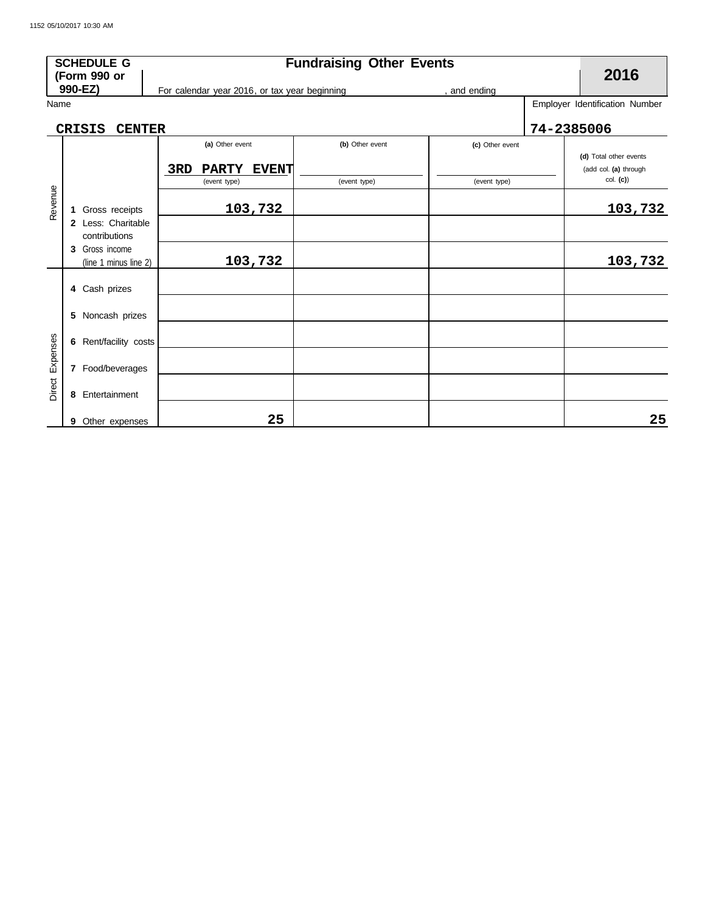1152 05/10/2017 10:30 AM

**SCHEDULE G (Form 990 or 990-EZ)**

# Fundraising Other Events

**2016**

For calendar year 2016, or tax year beginning , and ending

Name: **CRISIS CENTER**

Employer Identification Number: **74-2385006**

| | | (a) Other event | (b) Other event | (c) Other event | (d) Total other events (add col. (a) through col. (c)) |
|---|---|---|---|---|---|
| | | 3RD PARTY EVENT (event type) | (event type) | (event type) | |
| Revenue | 1 Gross receipts | 103,732 | | | 103,732 |
| | 2 Less: Charitable contributions | | | | |
| | 3 Gross income (line 1 minus line 2) | 103,732 | | | 103,732 |
| Direct Expenses | 4 Cash prizes | | | | |
| | 5 Noncash prizes | | | | |
| | 6 Rent/facility costs | | | | |
| | 7 Food/beverages | | | | |
| | 8 Entertainment | | | | |
| | 9 Other expenses | 25 | | | 25 |